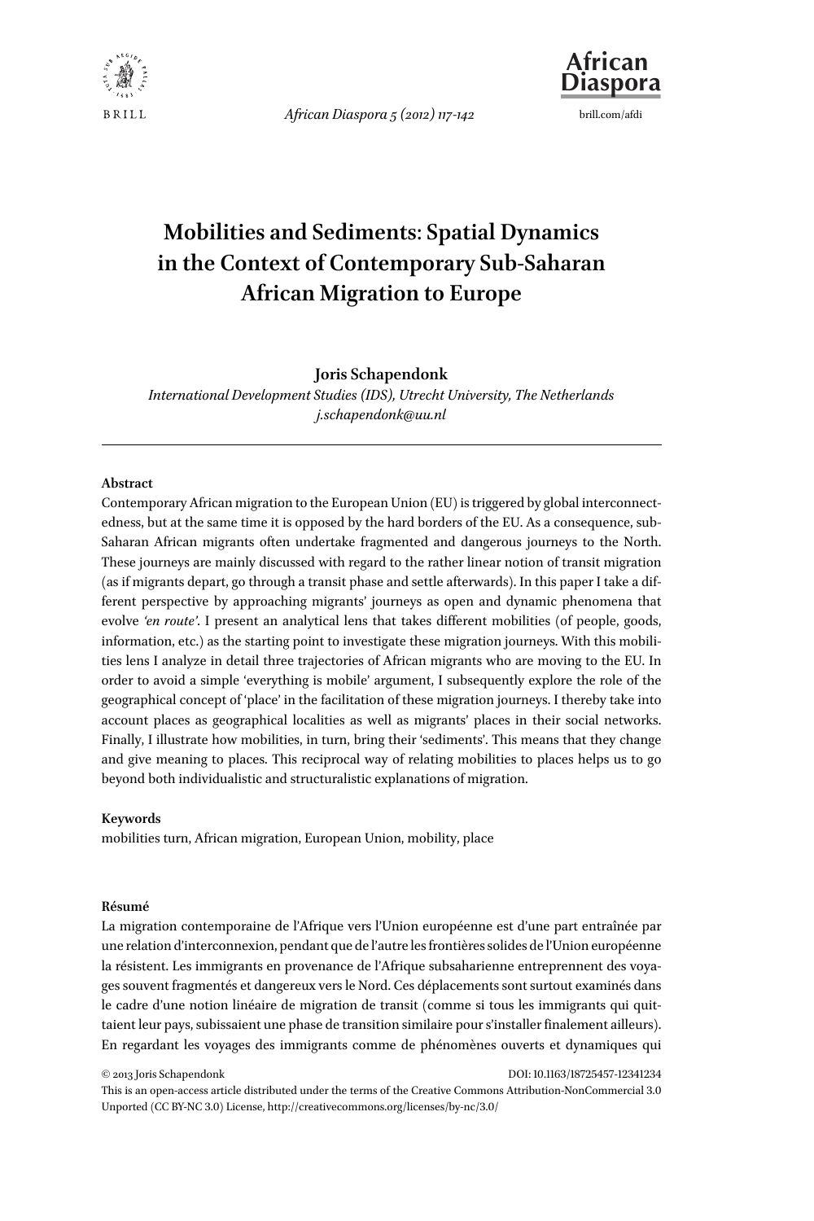# Mobilities and Sediments: Spatial Dynamics in the Context of Contemporary Sub-Saharan African Migration to Europe

**Joris Schapendonk**

*International Development Studies (IDS), Utrecht University, The Netherlands*
*j.schapendonk@uu.nl*

---

### Abstract

Contemporary African migration to the European Union (EU) is triggered by global interconnectedness, but at the same time it is opposed by the hard borders of the EU. As a consequence, sub-Saharan African migrants often undertake fragmented and dangerous journeys to the North. These journeys are mainly discussed with regard to the rather linear notion of transit migration (as if migrants depart, go through a transit phase and settle afterwards). In this paper I take a different perspective by approaching migrants' journeys as open and dynamic phenomena that evolve *'en route'*. I present an analytical lens that takes different mobilities (of people, goods, information, etc.) as the starting point to investigate these migration journeys. With this mobilities lens I analyze in detail three trajectories of African migrants who are moving to the EU. In order to avoid a simple 'everything is mobile' argument, I subsequently explore the role of the geographical concept of 'place' in the facilitation of these migration journeys. I thereby take into account places as geographical localities as well as migrants' places in their social networks. Finally, I illustrate how mobilities, in turn, bring their 'sediments'. This means that they change and give meaning to places. This reciprocal way of relating mobilities to places helps us to go beyond both individualistic and structuralistic explanations of migration.

### Keywords

mobilities turn, African migration, European Union, mobility, place

### Résumé

La migration contemporaine de l'Afrique vers l'Union européenne est d'une part entraînée par une relation d'interconnexion, pendant que de l'autre les frontières solides de l'Union européenne la résistent. Les immigrants en provenance de l'Afrique subsaharienne entreprennent des voyages souvent fragmentés et dangereux vers le Nord. Ces déplacements sont surtout examinés dans le cadre d'une notion linéaire de migration de transit (comme si tous les immigrants qui quittaient leur pays, subissaient une phase de transition similaire pour s'installer finalement ailleurs). En regardant les voyages des immigrants comme de phénomènes ouverts et dynamiques qui

© 2013 Joris Schapendonk DOI: 10.1163/18725457-12341234

This is an open-access article distributed under the terms of the Creative Commons Attribution-NonCommercial 3.0 Unported (CC BY-NC 3.0) License, http://creativecommons.org/licenses/by-nc/3.0/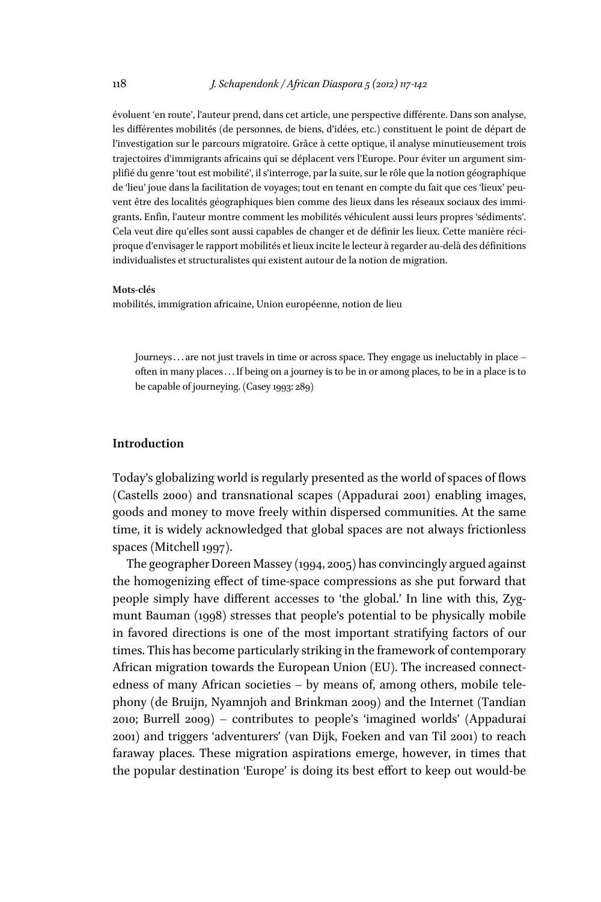évoluent 'en route', l'auteur prend, dans cet article, une perspective différente. Dans son analyse, les différentes mobilités (de personnes, de biens, d'idées, etc.) constituent le point de départ de l'investigation sur le parcours migratoire. Grâce à cette optique, il analyse minutieusement trois trajectoires d'immigrants africains qui se déplacent vers l'Europe. Pour éviter un argument simplifié du genre 'tout est mobilité', il s'interroge, par la suite, sur le rôle que la notion géographique de 'lieu' joue dans la facilitation de voyages; tout en tenant en compte du fait que ces 'lieux' peuvent être des localités géographiques bien comme des lieux dans les réseaux sociaux des immigrants. Enfin, l'auteur montre comment les mobilités véhiculent aussi leurs propres 'sédiments'. Cela veut dire qu'elles sont aussi capables de changer et de définir les lieux. Cette manière réciproque d'envisager le rapport mobilités et lieux incite le lecteur à regarder au-delà des définitions individualistes et structuralistes qui existent autour de la notion de migration.

**Mots-clés**
mobilités, immigration africaine, Union européenne, notion de lieu

> Journeys . . . are not just travels in time or across space. They engage us ineluctably in place – often in many places . . . If being on a journey is to be in or among places, to be in a place is to be capable of journeying. (Casey 1993: 289)

## Introduction

Today's globalizing world is regularly presented as the world of spaces of flows (Castells 2000) and transnational scapes (Appadurai 2001) enabling images, goods and money to move freely within dispersed communities. At the same time, it is widely acknowledged that global spaces are not always frictionless spaces (Mitchell 1997).

The geographer Doreen Massey (1994, 2005) has convincingly argued against the homogenizing effect of time-space compressions as she put forward that people simply have different accesses to 'the global.' In line with this, Zygmunt Bauman (1998) stresses that people's potential to be physically mobile in favored directions is one of the most important stratifying factors of our times. This has become particularly striking in the framework of contemporary African migration towards the European Union (EU). The increased connectedness of many African societies – by means of, among others, mobile telephony (de Bruijn, Nyamnjoh and Brinkman 2009) and the Internet (Tandian 2010; Burrell 2009) – contributes to people's 'imagined worlds' (Appadurai 2001) and triggers 'adventurers' (van Dijk, Foeken and van Til 2001) to reach faraway places. These migration aspirations emerge, however, in times that the popular destination 'Europe' is doing its best effort to keep out would-be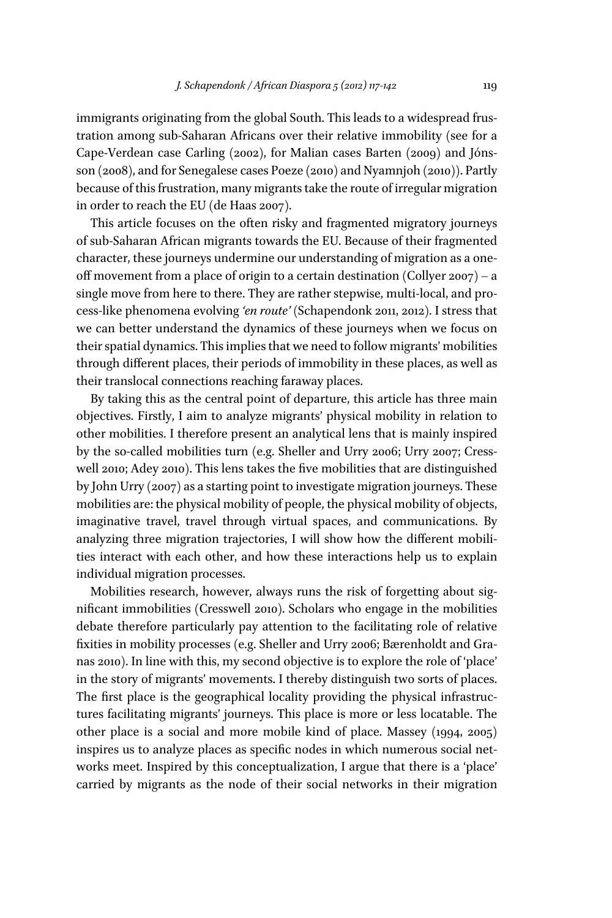immigrants originating from the global South. This leads to a widespread frustration among sub-Saharan Africans over their relative immobility (see for a Cape-Verdean case Carling (2002), for Malian cases Barten (2009) and Jónsson (2008), and for Senegalese cases Poeze (2010) and Nyamnjoh (2010)). Partly because of this frustration, many migrants take the route of irregular migration in order to reach the EU (de Haas 2007).

This article focuses on the often risky and fragmented migratory journeys of sub-Saharan African migrants towards the EU. Because of their fragmented character, these journeys undermine our understanding of migration as a one-off movement from a place of origin to a certain destination (Collyer 2007) – a single move from here to there. They are rather stepwise, multi-local, and process-like phenomena evolving *'en route'* (Schapendonk 2011, 2012). I stress that we can better understand the dynamics of these journeys when we focus on their spatial dynamics. This implies that we need to follow migrants' mobilities through different places, their periods of immobility in these places, as well as their translocal connections reaching faraway places.

By taking this as the central point of departure, this article has three main objectives. Firstly, I aim to analyze migrants' physical mobility in relation to other mobilities. I therefore present an analytical lens that is mainly inspired by the so-called mobilities turn (e.g. Sheller and Urry 2006; Urry 2007; Cresswell 2010; Adey 2010). This lens takes the five mobilities that are distinguished by John Urry (2007) as a starting point to investigate migration journeys. These mobilities are: the physical mobility of people, the physical mobility of objects, imaginative travel, travel through virtual spaces, and communications. By analyzing three migration trajectories, I will show how the different mobilities interact with each other, and how these interactions help us to explain individual migration processes.

Mobilities research, however, always runs the risk of forgetting about significant immobilities (Cresswell 2010). Scholars who engage in the mobilities debate therefore particularly pay attention to the facilitating role of relative fixities in mobility processes (e.g. Sheller and Urry 2006; Bærenholdt and Granas 2010). In line with this, my second objective is to explore the role of 'place' in the story of migrants' movements. I thereby distinguish two sorts of places. The first place is the geographical locality providing the physical infrastructures facilitating migrants' journeys. This place is more or less locatable. The other place is a social and more mobile kind of place. Massey (1994, 2005) inspires us to analyze places as specific nodes in which numerous social networks meet. Inspired by this conceptualization, I argue that there is a 'place' carried by migrants as the node of their social networks in their migration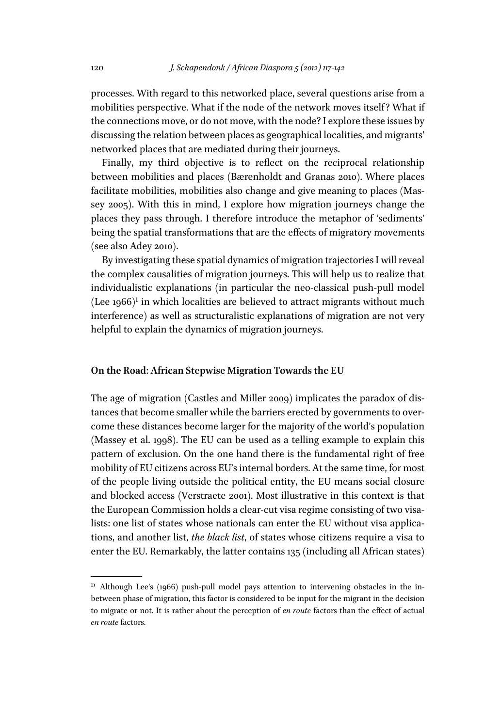processes. With regard to this networked place, several questions arise from a mobilities perspective. What if the node of the network moves itself? What if the connections move, or do not move, with the node? I explore these issues by discussing the relation between places as geographical localities, and migrants' networked places that are mediated during their journeys.

Finally, my third objective is to reflect on the reciprocal relationship between mobilities and places (Bærenholdt and Granas 2010). Where places facilitate mobilities, mobilities also change and give meaning to places (Massey 2005). With this in mind, I explore how migration journeys change the places they pass through. I therefore introduce the metaphor of 'sediments' being the spatial transformations that are the effects of migratory movements (see also Adey 2010).

By investigating these spatial dynamics of migration trajectories I will reveal the complex causalities of migration journeys. This will help us to realize that individualistic explanations (in particular the neo-classical push-pull model (Lee 1966)[1] in which localities are believed to attract migrants without much interference) as well as structuralistic explanations of migration are not very helpful to explain the dynamics of migration journeys.

## On the Road: African Stepwise Migration Towards the EU

The age of migration (Castles and Miller 2009) implicates the paradox of distances that become smaller while the barriers erected by governments to overcome these distances become larger for the majority of the world's population (Massey et al. 1998). The EU can be used as a telling example to explain this pattern of exclusion. On the one hand there is the fundamental right of free mobility of EU citizens across EU's internal borders. At the same time, for most of the people living outside the political entity, the EU means social closure and blocked access (Verstraete 2001). Most illustrative in this context is that the European Commission holds a clear-cut visa regime consisting of two visa-lists: one list of states whose nationals can enter the EU without visa applications, and another list, *the black list*, of states whose citizens require a visa to enter the EU. Remarkably, the latter contains 135 (including all African states)

[1] Although Lee's (1966) push-pull model pays attention to intervening obstacles in the in-between phase of migration, this factor is considered to be input for the migrant in the decision to migrate or not. It is rather about the perception of *en route* factors than the effect of actual *en route* factors.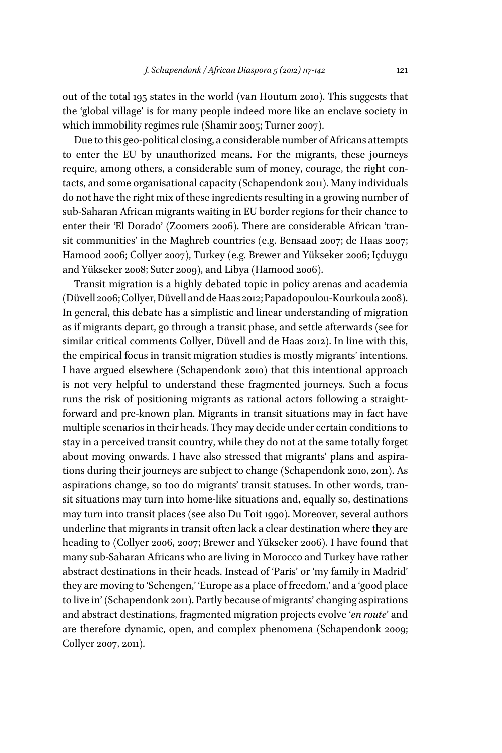out of the total 195 states in the world (van Houtum 2010). This suggests that the 'global village' is for many people indeed more like an enclave society in which immobility regimes rule (Shamir 2005; Turner 2007).

Due to this geo-political closing, a considerable number of Africans attempts to enter the EU by unauthorized means. For the migrants, these journeys require, among others, a considerable sum of money, courage, the right contacts, and some organisational capacity (Schapendonk 2011). Many individuals do not have the right mix of these ingredients resulting in a growing number of sub-Saharan African migrants waiting in EU border regions for their chance to enter their 'El Dorado' (Zoomers 2006). There are considerable African 'transit communities' in the Maghreb countries (e.g. Bensaad 2007; de Haas 2007; Hamood 2006; Collyer 2007), Turkey (e.g. Brewer and Yükseker 2006; Içduygu and Yükseker 2008; Suter 2009), and Libya (Hamood 2006).

Transit migration is a highly debated topic in policy arenas and academia (Düvell 2006; Collyer, Düvell and de Haas 2012; Papadopoulou-Kourkoula 2008). In general, this debate has a simplistic and linear understanding of migration as if migrants depart, go through a transit phase, and settle afterwards (see for similar critical comments Collyer, Düvell and de Haas 2012). In line with this, the empirical focus in transit migration studies is mostly migrants' intentions. I have argued elsewhere (Schapendonk 2010) that this intentional approach is not very helpful to understand these fragmented journeys. Such a focus runs the risk of positioning migrants as rational actors following a straightforward and pre-known plan. Migrants in transit situations may in fact have multiple scenarios in their heads. They may decide under certain conditions to stay in a perceived transit country, while they do not at the same totally forget about moving onwards. I have also stressed that migrants' plans and aspirations during their journeys are subject to change (Schapendonk 2010, 2011). As aspirations change, so too do migrants' transit statuses. In other words, transit situations may turn into home-like situations and, equally so, destinations may turn into transit places (see also Du Toit 1990). Moreover, several authors underline that migrants in transit often lack a clear destination where they are heading to (Collyer 2006, 2007; Brewer and Yükseker 2006). I have found that many sub-Saharan Africans who are living in Morocco and Turkey have rather abstract destinations in their heads. Instead of 'Paris' or 'my family in Madrid' they are moving to 'Schengen,' 'Europe as a place of freedom,' and a 'good place to live in' (Schapendonk 2011). Partly because of migrants' changing aspirations and abstract destinations, fragmented migration projects evolve '*en route*' and are therefore dynamic, open, and complex phenomena (Schapendonk 2009; Collyer 2007, 2011).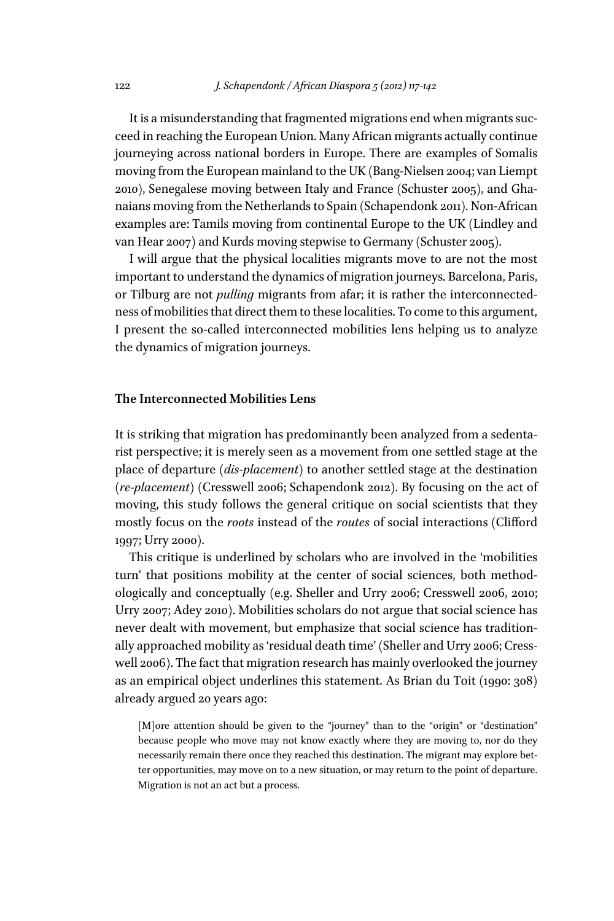It is a misunderstanding that fragmented migrations end when migrants succeed in reaching the European Union. Many African migrants actually continue journeying across national borders in Europe. There are examples of Somalis moving from the European mainland to the UK (Bang-Nielsen 2004; van Liempt 2010), Senegalese moving between Italy and France (Schuster 2005), and Ghanaians moving from the Netherlands to Spain (Schapendonk 2011). Non-African examples are: Tamils moving from continental Europe to the UK (Lindley and van Hear 2007) and Kurds moving stepwise to Germany (Schuster 2005).

I will argue that the physical localities migrants move to are not the most important to understand the dynamics of migration journeys. Barcelona, Paris, or Tilburg are not *pulling* migrants from afar; it is rather the interconnectedness of mobilities that direct them to these localities. To come to this argument, I present the so-called interconnected mobilities lens helping us to analyze the dynamics of migration journeys.

## The Interconnected Mobilities Lens

It is striking that migration has predominantly been analyzed from a sedentarist perspective; it is merely seen as a movement from one settled stage at the place of departure (*dis-placement*) to another settled stage at the destination (*re-placement*) (Cresswell 2006; Schapendonk 2012). By focusing on the act of moving, this study follows the general critique on social scientists that they mostly focus on the *roots* instead of the *routes* of social interactions (Clifford 1997; Urry 2000).

This critique is underlined by scholars who are involved in the 'mobilities turn' that positions mobility at the center of social sciences, both methodologically and conceptually (e.g. Sheller and Urry 2006; Cresswell 2006, 2010; Urry 2007; Adey 2010). Mobilities scholars do not argue that social science has never dealt with movement, but emphasize that social science has traditionally approached mobility as 'residual death time' (Sheller and Urry 2006; Cresswell 2006). The fact that migration research has mainly overlooked the journey as an empirical object underlines this statement. As Brian du Toit (1990: 308) already argued 20 years ago:

> [M]ore attention should be given to the "journey" than to the "origin" or "destination" because people who move may not know exactly where they are moving to, nor do they necessarily remain there once they reached this destination. The migrant may explore better opportunities, may move on to a new situation, or may return to the point of departure. Migration is not an act but a process.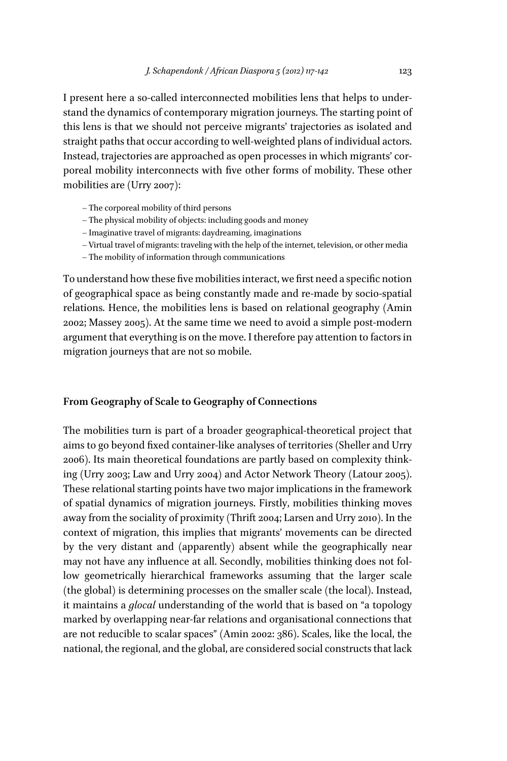I present here a so-called interconnected mobilities lens that helps to understand the dynamics of contemporary migration journeys. The starting point of this lens is that we should not perceive migrants' trajectories as isolated and straight paths that occur according to well-weighted plans of individual actors. Instead, trajectories are approached as open processes in which migrants' corporeal mobility interconnects with five other forms of mobility. These other mobilities are (Urry 2007):

– The corporeal mobility of third persons
– The physical mobility of objects: including goods and money
– Imaginative travel of migrants: daydreaming, imaginations
– Virtual travel of migrants: traveling with the help of the internet, television, or other media
– The mobility of information through communications

To understand how these five mobilities interact, we first need a specific notion of geographical space as being constantly made and re-made by socio-spatial relations. Hence, the mobilities lens is based on relational geography (Amin 2002; Massey 2005). At the same time we need to avoid a simple post-modern argument that everything is on the move. I therefore pay attention to factors in migration journeys that are not so mobile.

## From Geography of Scale to Geography of Connections

The mobilities turn is part of a broader geographical-theoretical project that aims to go beyond fixed container-like analyses of territories (Sheller and Urry 2006). Its main theoretical foundations are partly based on complexity thinking (Urry 2003; Law and Urry 2004) and Actor Network Theory (Latour 2005). These relational starting points have two major implications in the framework of spatial dynamics of migration journeys. Firstly, mobilities thinking moves away from the sociality of proximity (Thrift 2004; Larsen and Urry 2010). In the context of migration, this implies that migrants' movements can be directed by the very distant and (apparently) absent while the geographically near may not have any influence at all. Secondly, mobilities thinking does not follow geometrically hierarchical frameworks assuming that the larger scale (the global) is determining processes on the smaller scale (the local). Instead, it maintains a *glocal* understanding of the world that is based on "a topology marked by overlapping near-far relations and organisational connections that are not reducible to scalar spaces" (Amin 2002: 386). Scales, like the local, the national, the regional, and the global, are considered social constructs that lack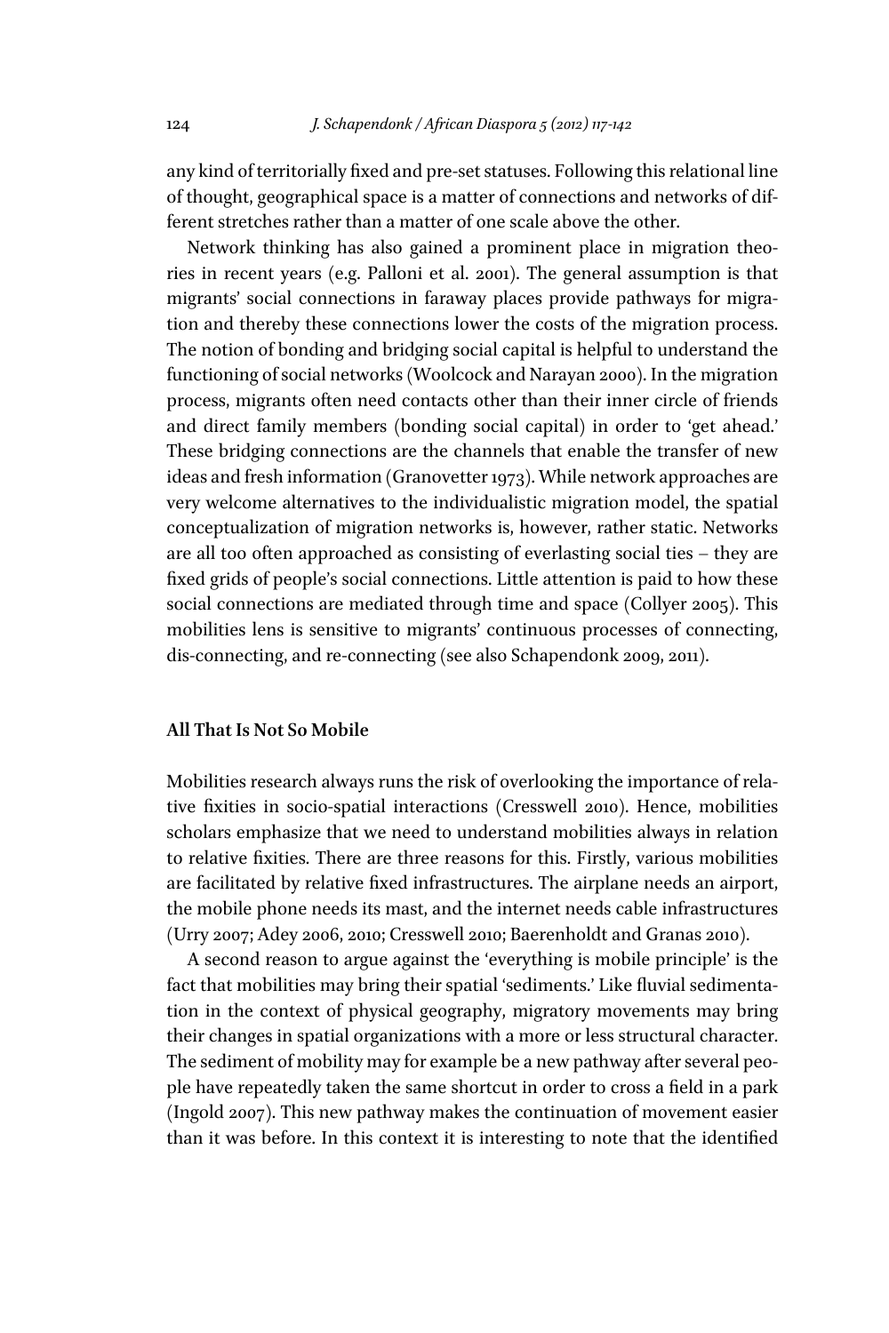any kind of territorially fixed and pre-set statuses. Following this relational line of thought, geographical space is a matter of connections and networks of different stretches rather than a matter of one scale above the other.

Network thinking has also gained a prominent place in migration theories in recent years (e.g. Palloni et al. 2001). The general assumption is that migrants' social connections in faraway places provide pathways for migration and thereby these connections lower the costs of the migration process. The notion of bonding and bridging social capital is helpful to understand the functioning of social networks (Woolcock and Narayan 2000). In the migration process, migrants often need contacts other than their inner circle of friends and direct family members (bonding social capital) in order to 'get ahead.' These bridging connections are the channels that enable the transfer of new ideas and fresh information (Granovetter 1973). While network approaches are very welcome alternatives to the individualistic migration model, the spatial conceptualization of migration networks is, however, rather static. Networks are all too often approached as consisting of everlasting social ties – they are fixed grids of people's social connections. Little attention is paid to how these social connections are mediated through time and space (Collyer 2005). This mobilities lens is sensitive to migrants' continuous processes of connecting, dis-connecting, and re-connecting (see also Schapendonk 2009, 2011).

## All That Is Not So Mobile

Mobilities research always runs the risk of overlooking the importance of relative fixities in socio-spatial interactions (Cresswell 2010). Hence, mobilities scholars emphasize that we need to understand mobilities always in relation to relative fixities. There are three reasons for this. Firstly, various mobilities are facilitated by relative fixed infrastructures. The airplane needs an airport, the mobile phone needs its mast, and the internet needs cable infrastructures (Urry 2007; Adey 2006, 2010; Cresswell 2010; Baerenholdt and Granas 2010).

A second reason to argue against the 'everything is mobile principle' is the fact that mobilities may bring their spatial 'sediments.' Like fluvial sedimentation in the context of physical geography, migratory movements may bring their changes in spatial organizations with a more or less structural character. The sediment of mobility may for example be a new pathway after several people have repeatedly taken the same shortcut in order to cross a field in a park (Ingold 2007). This new pathway makes the continuation of movement easier than it was before. In this context it is interesting to note that the identified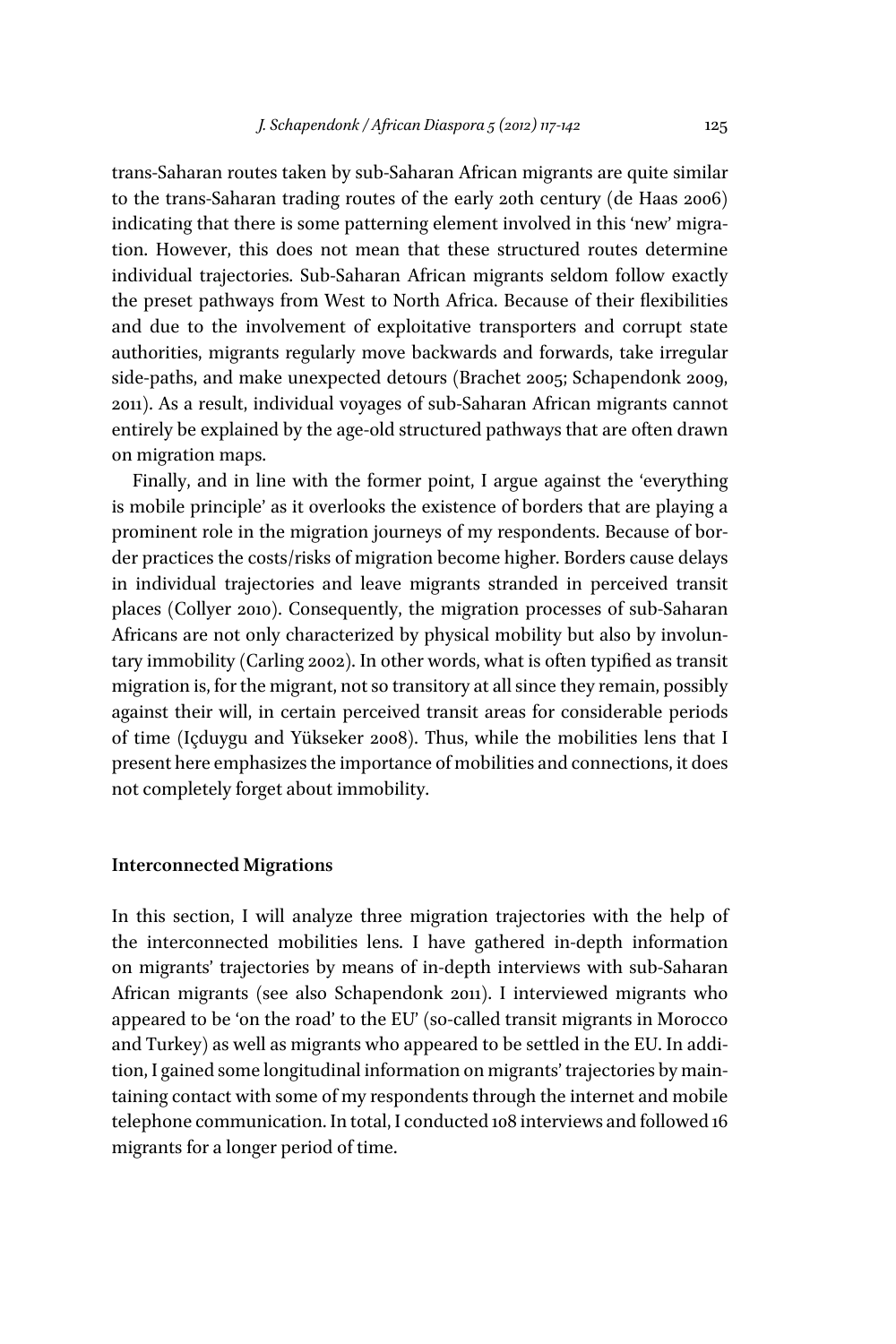trans-Saharan routes taken by sub-Saharan African migrants are quite similar to the trans-Saharan trading routes of the early 20th century (de Haas 2006) indicating that there is some patterning element involved in this 'new' migration. However, this does not mean that these structured routes determine individual trajectories. Sub-Saharan African migrants seldom follow exactly the preset pathways from West to North Africa. Because of their flexibilities and due to the involvement of exploitative transporters and corrupt state authorities, migrants regularly move backwards and forwards, take irregular side-paths, and make unexpected detours (Brachet 2005; Schapendonk 2009, 2011). As a result, individual voyages of sub-Saharan African migrants cannot entirely be explained by the age-old structured pathways that are often drawn on migration maps.

Finally, and in line with the former point, I argue against the 'everything is mobile principle' as it overlooks the existence of borders that are playing a prominent role in the migration journeys of my respondents. Because of border practices the costs/risks of migration become higher. Borders cause delays in individual trajectories and leave migrants stranded in perceived transit places (Collyer 2010). Consequently, the migration processes of sub-Saharan Africans are not only characterized by physical mobility but also by involuntary immobility (Carling 2002). In other words, what is often typified as transit migration is, for the migrant, not so transitory at all since they remain, possibly against their will, in certain perceived transit areas for considerable periods of time (Içduygu and Yükseker 2008). Thus, while the mobilities lens that I present here emphasizes the importance of mobilities and connections, it does not completely forget about immobility.

## Interconnected Migrations

In this section, I will analyze three migration trajectories with the help of the interconnected mobilities lens. I have gathered in-depth information on migrants' trajectories by means of in-depth interviews with sub-Saharan African migrants (see also Schapendonk 2011). I interviewed migrants who appeared to be 'on the road' to the EU' (so-called transit migrants in Morocco and Turkey) as well as migrants who appeared to be settled in the EU. In addition, I gained some longitudinal information on migrants' trajectories by maintaining contact with some of my respondents through the internet and mobile telephone communication. In total, I conducted 108 interviews and followed 16 migrants for a longer period of time.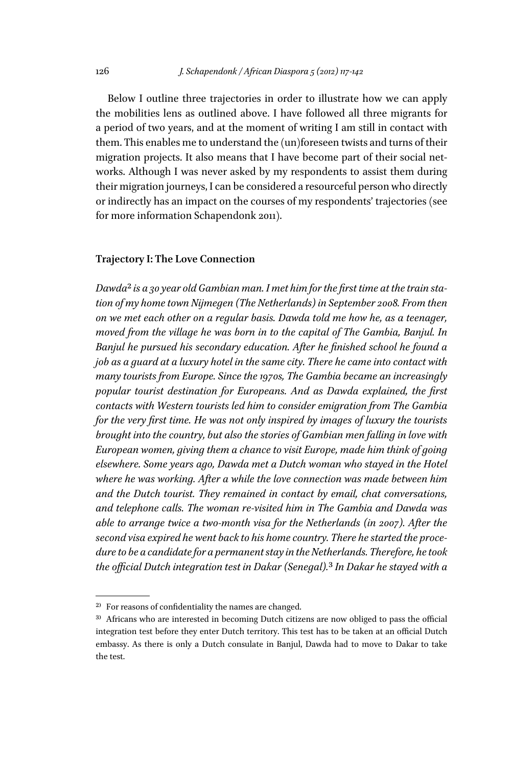Below I outline three trajectories in order to illustrate how we can apply the mobilities lens as outlined above. I have followed all three migrants for a period of two years, and at the moment of writing I am still in contact with them. This enables me to understand the (un)foreseen twists and turns of their migration projects. It also means that I have become part of their social networks. Although I was never asked by my respondents to assist them during their migration journeys, I can be considered a resourceful person who directly or indirectly has an impact on the courses of my respondents' trajectories (see for more information Schapendonk 2011).

## Trajectory I: The Love Connection

*Dawda*[2] *is a 30 year old Gambian man. I met him for the first time at the train station of my home town Nijmegen (The Netherlands) in September 2008. From then on we met each other on a regular basis. Dawda told me how he, as a teenager, moved from the village he was born in to the capital of The Gambia, Banjul. In Banjul he pursued his secondary education. After he finished school he found a job as a guard at a luxury hotel in the same city. There he came into contact with many tourists from Europe. Since the 1970s, The Gambia became an increasingly popular tourist destination for Europeans. And as Dawda explained, the first contacts with Western tourists led him to consider emigration from The Gambia for the very first time. He was not only inspired by images of luxury the tourists brought into the country, but also the stories of Gambian men falling in love with European women, giving them a chance to visit Europe, made him think of going elsewhere. Some years ago, Dawda met a Dutch woman who stayed in the Hotel where he was working. After a while the love connection was made between him and the Dutch tourist. They remained in contact by email, chat conversations, and telephone calls. The woman re-visited him in The Gambia and Dawda was able to arrange twice a two-month visa for the Netherlands (in 2007). After the second visa expired he went back to his home country. There he started the procedure to be a candidate for a permanent stay in the Netherlands. Therefore, he took the official Dutch integration test in Dakar (Senegal).*[3] *In Dakar he stayed with a*

[2] For reasons of confidentiality the names are changed.

[3] Africans who are interested in becoming Dutch citizens are now obliged to pass the official integration test before they enter Dutch territory. This test has to be taken at an official Dutch embassy. As there is only a Dutch consulate in Banjul, Dawda had to move to Dakar to take the test.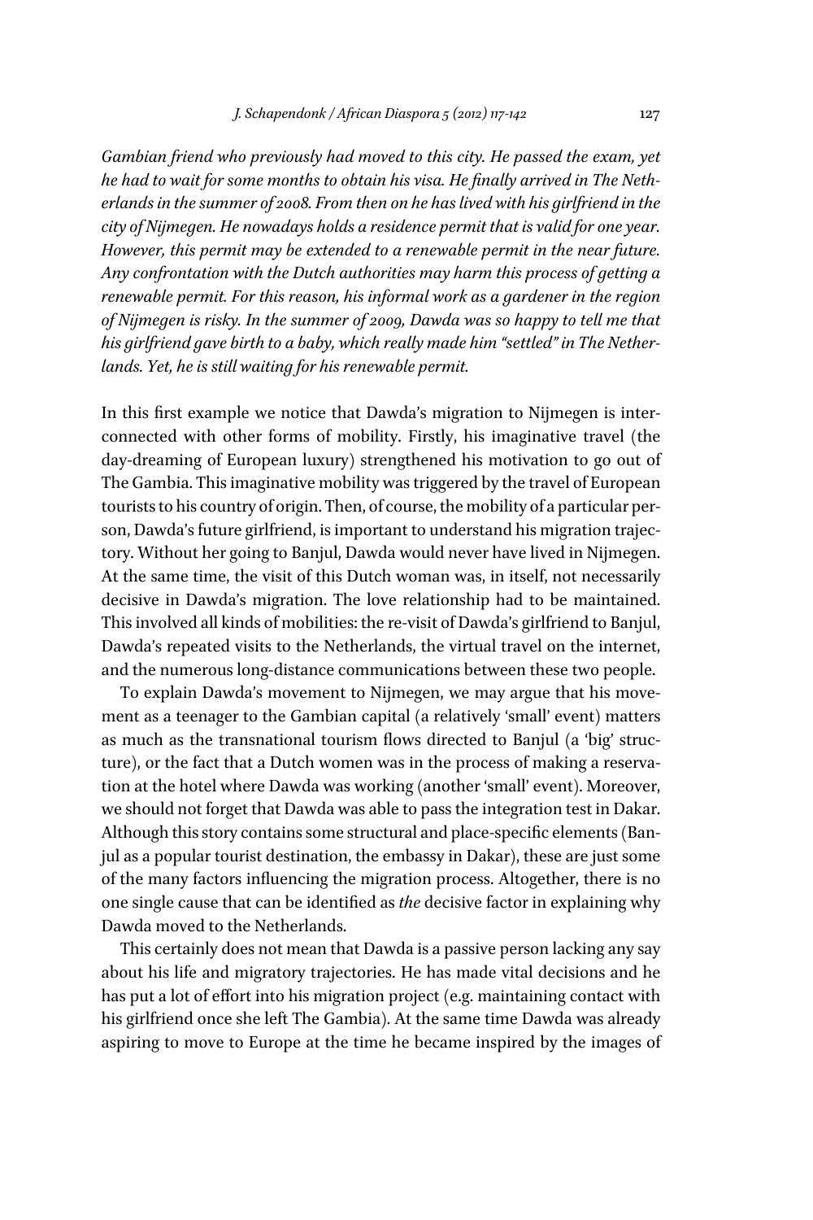*Gambian friend who previously had moved to this city. He passed the exam, yet he had to wait for some months to obtain his visa. He finally arrived in The Netherlands in the summer of 2008. From then on he has lived with his girlfriend in the city of Nijmegen. He nowadays holds a residence permit that is valid for one year. However, this permit may be extended to a renewable permit in the near future. Any confrontation with the Dutch authorities may harm this process of getting a renewable permit. For this reason, his informal work as a gardener in the region of Nijmegen is risky. In the summer of 2009, Dawda was so happy to tell me that his girlfriend gave birth to a baby, which really made him "settled" in The Netherlands. Yet, he is still waiting for his renewable permit.*

In this first example we notice that Dawda's migration to Nijmegen is interconnected with other forms of mobility. Firstly, his imaginative travel (the day-dreaming of European luxury) strengthened his motivation to go out of The Gambia. This imaginative mobility was triggered by the travel of European tourists to his country of origin. Then, of course, the mobility of a particular person, Dawda's future girlfriend, is important to understand his migration trajectory. Without her going to Banjul, Dawda would never have lived in Nijmegen. At the same time, the visit of this Dutch woman was, in itself, not necessarily decisive in Dawda's migration. The love relationship had to be maintained. This involved all kinds of mobilities: the re-visit of Dawda's girlfriend to Banjul, Dawda's repeated visits to the Netherlands, the virtual travel on the internet, and the numerous long-distance communications between these two people.

To explain Dawda's movement to Nijmegen, we may argue that his movement as a teenager to the Gambian capital (a relatively 'small' event) matters as much as the transnational tourism flows directed to Banjul (a 'big' structure), or the fact that a Dutch women was in the process of making a reservation at the hotel where Dawda was working (another 'small' event). Moreover, we should not forget that Dawda was able to pass the integration test in Dakar. Although this story contains some structural and place-specific elements (Banjul as a popular tourist destination, the embassy in Dakar), these are just some of the many factors influencing the migration process. Altogether, there is no one single cause that can be identified as *the* decisive factor in explaining why Dawda moved to the Netherlands.

This certainly does not mean that Dawda is a passive person lacking any say about his life and migratory trajectories. He has made vital decisions and he has put a lot of effort into his migration project (e.g. maintaining contact with his girlfriend once she left The Gambia). At the same time Dawda was already aspiring to move to Europe at the time he became inspired by the images of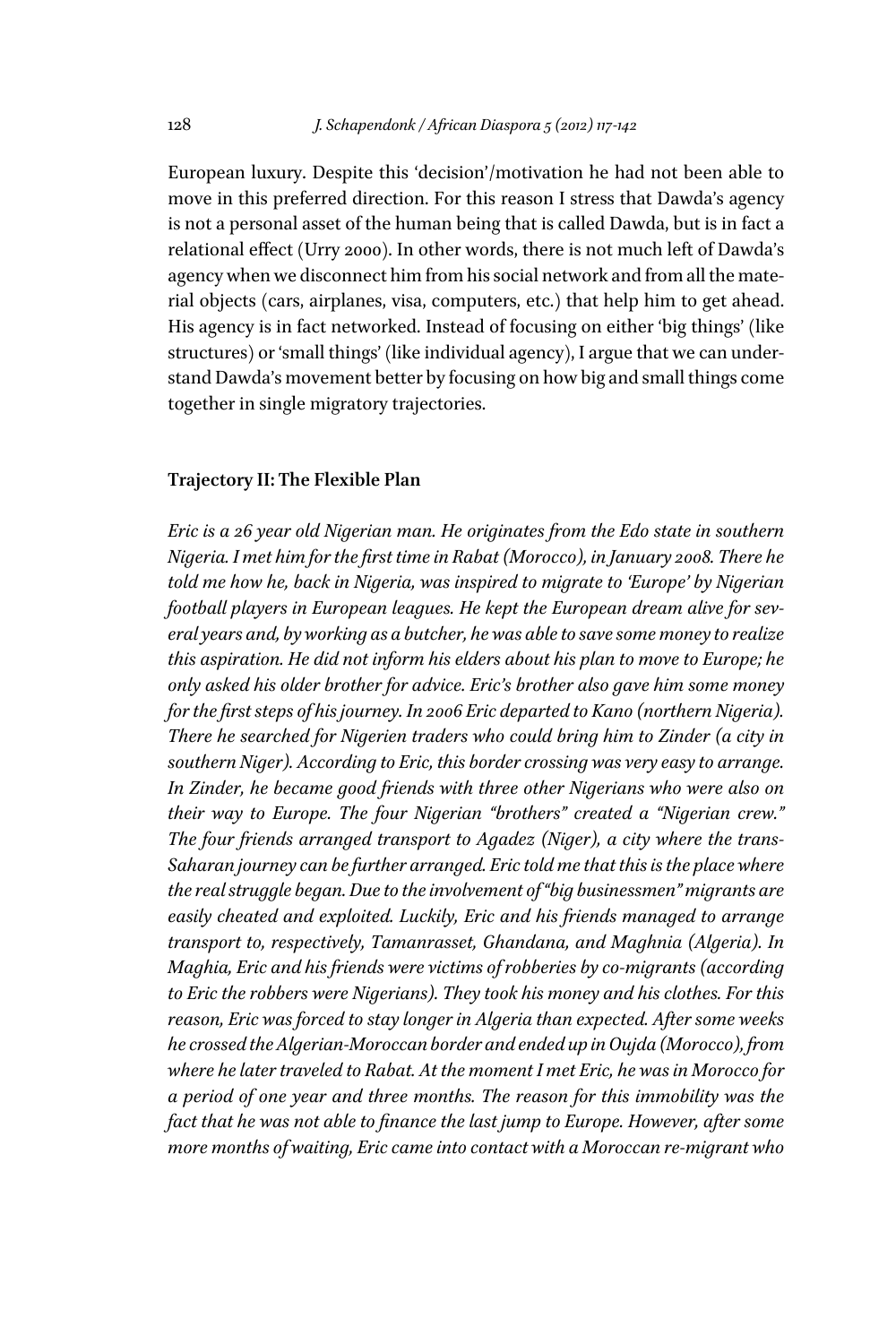European luxury. Despite this 'decision'/motivation he had not been able to move in this preferred direction. For this reason I stress that Dawda's agency is not a personal asset of the human being that is called Dawda, but is in fact a relational effect (Urry 2000). In other words, there is not much left of Dawda's agency when we disconnect him from his social network and from all the material objects (cars, airplanes, visa, computers, etc.) that help him to get ahead. His agency is in fact networked. Instead of focusing on either 'big things' (like structures) or 'small things' (like individual agency), I argue that we can understand Dawda's movement better by focusing on how big and small things come together in single migratory trajectories.

### Trajectory II: The Flexible Plan

*Eric is a 26 year old Nigerian man. He originates from the Edo state in southern Nigeria. I met him for the first time in Rabat (Morocco), in January 2008. There he told me how he, back in Nigeria, was inspired to migrate to 'Europe' by Nigerian football players in European leagues. He kept the European dream alive for several years and, by working as a butcher, he was able to save some money to realize this aspiration. He did not inform his elders about his plan to move to Europe; he only asked his older brother for advice. Eric's brother also gave him some money for the first steps of his journey. In 2006 Eric departed to Kano (northern Nigeria). There he searched for Nigerien traders who could bring him to Zinder (a city in southern Niger). According to Eric, this border crossing was very easy to arrange. In Zinder, he became good friends with three other Nigerians who were also on their way to Europe. The four Nigerian "brothers" created a "Nigerian crew." The four friends arranged transport to Agadez (Niger), a city where the trans-Saharan journey can be further arranged. Eric told me that this is the place where the real struggle began. Due to the involvement of "big businessmen" migrants are easily cheated and exploited. Luckily, Eric and his friends managed to arrange transport to, respectively, Tamanrasset, Ghandana, and Maghnia (Algeria). In Maghia, Eric and his friends were victims of robberies by co-migrants (according to Eric the robbers were Nigerians). They took his money and his clothes. For this reason, Eric was forced to stay longer in Algeria than expected. After some weeks he crossed the Algerian-Moroccan border and ended up in Oujda (Morocco), from where he later traveled to Rabat. At the moment I met Eric, he was in Morocco for a period of one year and three months. The reason for this immobility was the fact that he was not able to finance the last jump to Europe. However, after some more months of waiting, Eric came into contact with a Moroccan re-migrant who*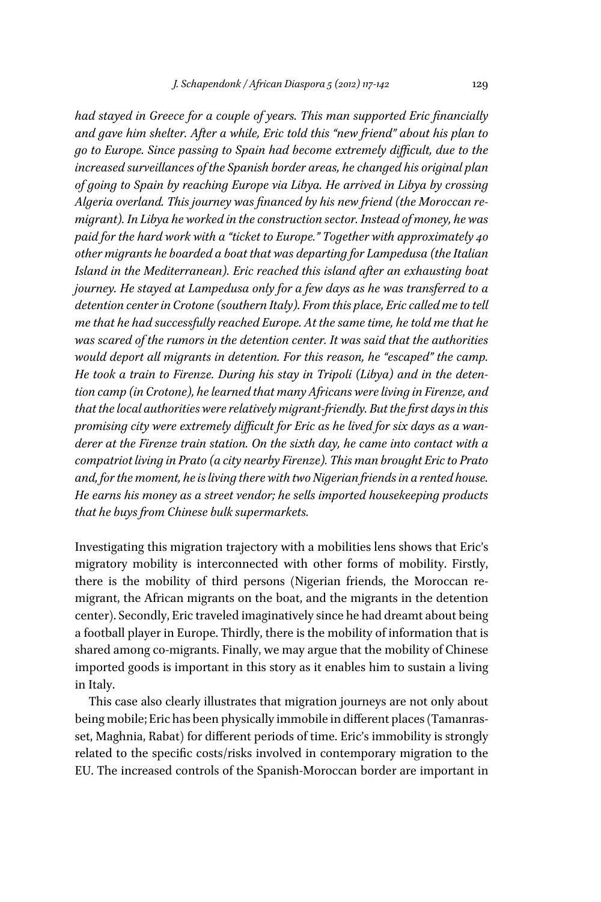*had stayed in Greece for a couple of years. This man supported Eric financially and gave him shelter. After a while, Eric told this "new friend" about his plan to go to Europe. Since passing to Spain had become extremely difficult, due to the increased surveillances of the Spanish border areas, he changed his original plan of going to Spain by reaching Europe via Libya. He arrived in Libya by crossing Algeria overland. This journey was financed by his new friend (the Moroccan re-migrant). In Libya he worked in the construction sector. Instead of money, he was paid for the hard work with a "ticket to Europe." Together with approximately 40 other migrants he boarded a boat that was departing for Lampedusa (the Italian Island in the Mediterranean). Eric reached this island after an exhausting boat journey. He stayed at Lampedusa only for a few days as he was transferred to a detention center in Crotone (southern Italy). From this place, Eric called me to tell me that he had successfully reached Europe. At the same time, he told me that he was scared of the rumors in the detention center. It was said that the authorities would deport all migrants in detention. For this reason, he "escaped" the camp. He took a train to Firenze. During his stay in Tripoli (Libya) and in the detention camp (in Crotone), he learned that many Africans were living in Firenze, and that the local authorities were relatively migrant-friendly. But the first days in this promising city were extremely difficult for Eric as he lived for six days as a wanderer at the Firenze train station. On the sixth day, he came into contact with a compatriot living in Prato (a city nearby Firenze). This man brought Eric to Prato and, for the moment, he is living there with two Nigerian friends in a rented house. He earns his money as a street vendor; he sells imported housekeeping products that he buys from Chinese bulk supermarkets.*

Investigating this migration trajectory with a mobilities lens shows that Eric's migratory mobility is interconnected with other forms of mobility. Firstly, there is the mobility of third persons (Nigerian friends, the Moroccan re-migrant, the African migrants on the boat, and the migrants in the detention center). Secondly, Eric traveled imaginatively since he had dreamt about being a football player in Europe. Thirdly, there is the mobility of information that is shared among co-migrants. Finally, we may argue that the mobility of Chinese imported goods is important in this story as it enables him to sustain a living in Italy.

This case also clearly illustrates that migration journeys are not only about being mobile; Eric has been physically immobile in different places (Tamanrasset, Maghnia, Rabat) for different periods of time. Eric's immobility is strongly related to the specific costs/risks involved in contemporary migration to the EU. The increased controls of the Spanish-Moroccan border are important in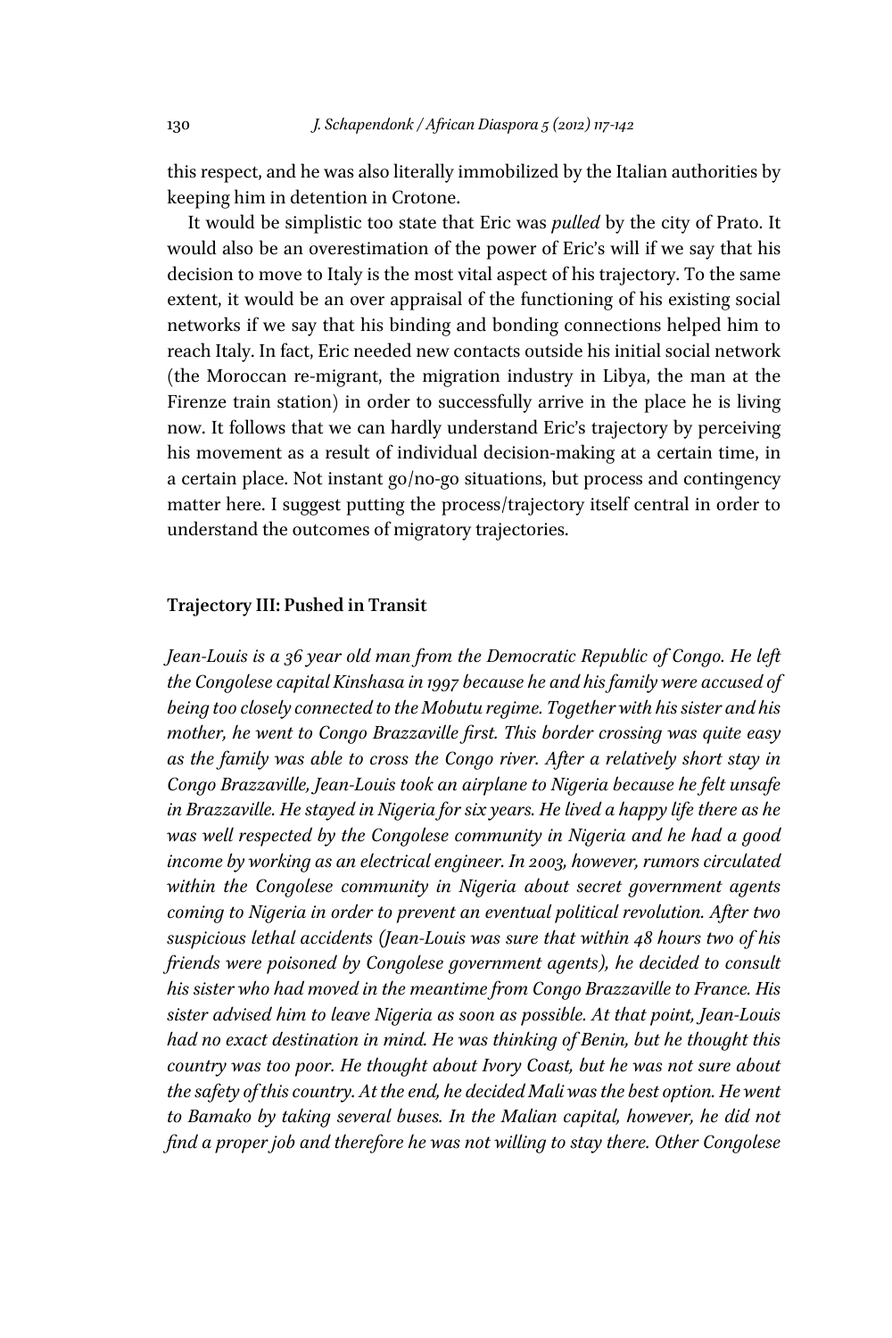this respect, and he was also literally immobilized by the Italian authorities by keeping him in detention in Crotone.

It would be simplistic too state that Eric was *pulled* by the city of Prato. It would also be an overestimation of the power of Eric's will if we say that his decision to move to Italy is the most vital aspect of his trajectory. To the same extent, it would be an over appraisal of the functioning of his existing social networks if we say that his binding and bonding connections helped him to reach Italy. In fact, Eric needed new contacts outside his initial social network (the Moroccan re-migrant, the migration industry in Libya, the man at the Firenze train station) in order to successfully arrive in the place he is living now. It follows that we can hardly understand Eric's trajectory by perceiving his movement as a result of individual decision-making at a certain time, in a certain place. Not instant go/no-go situations, but process and contingency matter here. I suggest putting the process/trajectory itself central in order to understand the outcomes of migratory trajectories.

### Trajectory III: Pushed in Transit

*Jean-Louis is a 36 year old man from the Democratic Republic of Congo. He left the Congolese capital Kinshasa in 1997 because he and his family were accused of being too closely connected to the Mobutu regime. Together with his sister and his mother, he went to Congo Brazzaville first. This border crossing was quite easy as the family was able to cross the Congo river. After a relatively short stay in Congo Brazzaville, Jean-Louis took an airplane to Nigeria because he felt unsafe in Brazzaville. He stayed in Nigeria for six years. He lived a happy life there as he was well respected by the Congolese community in Nigeria and he had a good income by working as an electrical engineer. In 2003, however, rumors circulated within the Congolese community in Nigeria about secret government agents coming to Nigeria in order to prevent an eventual political revolution. After two suspicious lethal accidents (Jean-Louis was sure that within 48 hours two of his friends were poisoned by Congolese government agents), he decided to consult his sister who had moved in the meantime from Congo Brazzaville to France. His sister advised him to leave Nigeria as soon as possible. At that point, Jean-Louis had no exact destination in mind. He was thinking of Benin, but he thought this country was too poor. He thought about Ivory Coast, but he was not sure about the safety of this country. At the end, he decided Mali was the best option. He went to Bamako by taking several buses. In the Malian capital, however, he did not find a proper job and therefore he was not willing to stay there. Other Congolese*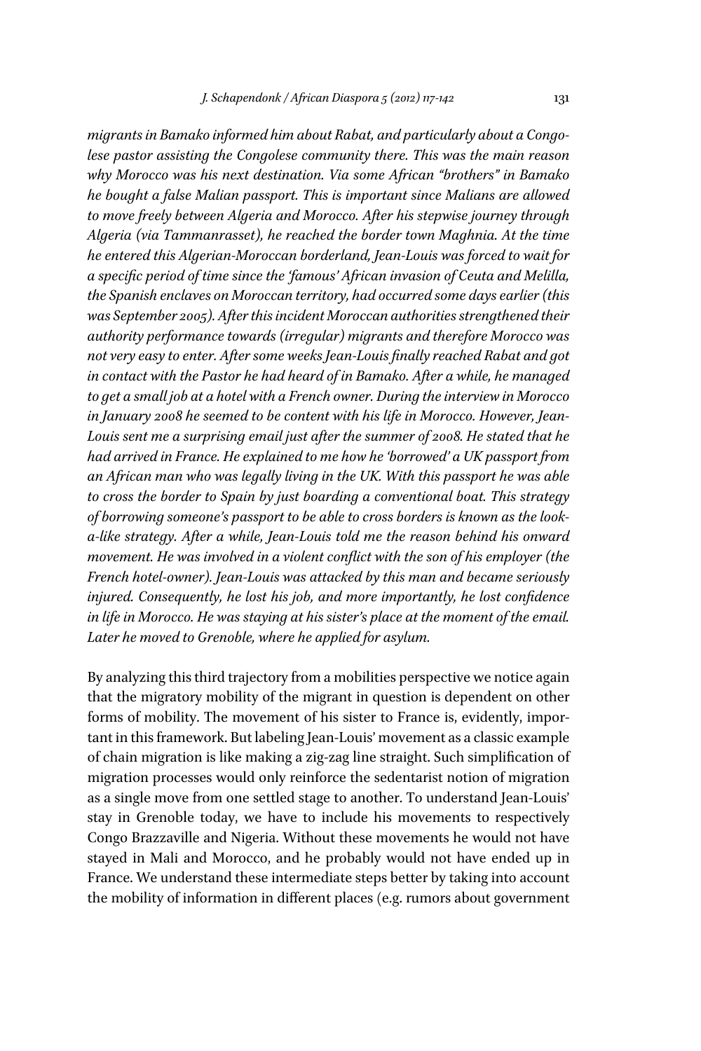*migrants in Bamako informed him about Rabat, and particularly about a Congolese pastor assisting the Congolese community there. This was the main reason why Morocco was his next destination. Via some African "brothers" in Bamako he bought a false Malian passport. This is important since Malians are allowed to move freely between Algeria and Morocco. After his stepwise journey through Algeria (via Tammanrasset), he reached the border town Maghnia. At the time he entered this Algerian-Moroccan borderland, Jean-Louis was forced to wait for a specific period of time since the 'famous' African invasion of Ceuta and Melilla, the Spanish enclaves on Moroccan territory, had occurred some days earlier (this was September 2005). After this incident Moroccan authorities strengthened their authority performance towards (irregular) migrants and therefore Morocco was not very easy to enter. After some weeks Jean-Louis finally reached Rabat and got in contact with the Pastor he had heard of in Bamako. After a while, he managed to get a small job at a hotel with a French owner. During the interview in Morocco in January 2008 he seemed to be content with his life in Morocco. However, Jean-Louis sent me a surprising email just after the summer of 2008. He stated that he had arrived in France. He explained to me how he 'borrowed' a UK passport from an African man who was legally living in the UK. With this passport he was able to cross the border to Spain by just boarding a conventional boat. This strategy of borrowing someone's passport to be able to cross borders is known as the look-a-like strategy. After a while, Jean-Louis told me the reason behind his onward movement. He was involved in a violent conflict with the son of his employer (the French hotel-owner). Jean-Louis was attacked by this man and became seriously injured. Consequently, he lost his job, and more importantly, he lost confidence in life in Morocco. He was staying at his sister's place at the moment of the email. Later he moved to Grenoble, where he applied for asylum.*

By analyzing this third trajectory from a mobilities perspective we notice again that the migratory mobility of the migrant in question is dependent on other forms of mobility. The movement of his sister to France is, evidently, important in this framework. But labeling Jean-Louis' movement as a classic example of chain migration is like making a zig-zag line straight. Such simplification of migration processes would only reinforce the sedentarist notion of migration as a single move from one settled stage to another. To understand Jean-Louis' stay in Grenoble today, we have to include his movements to respectively Congo Brazzaville and Nigeria. Without these movements he would not have stayed in Mali and Morocco, and he probably would not have ended up in France. We understand these intermediate steps better by taking into account the mobility of information in different places (e.g. rumors about government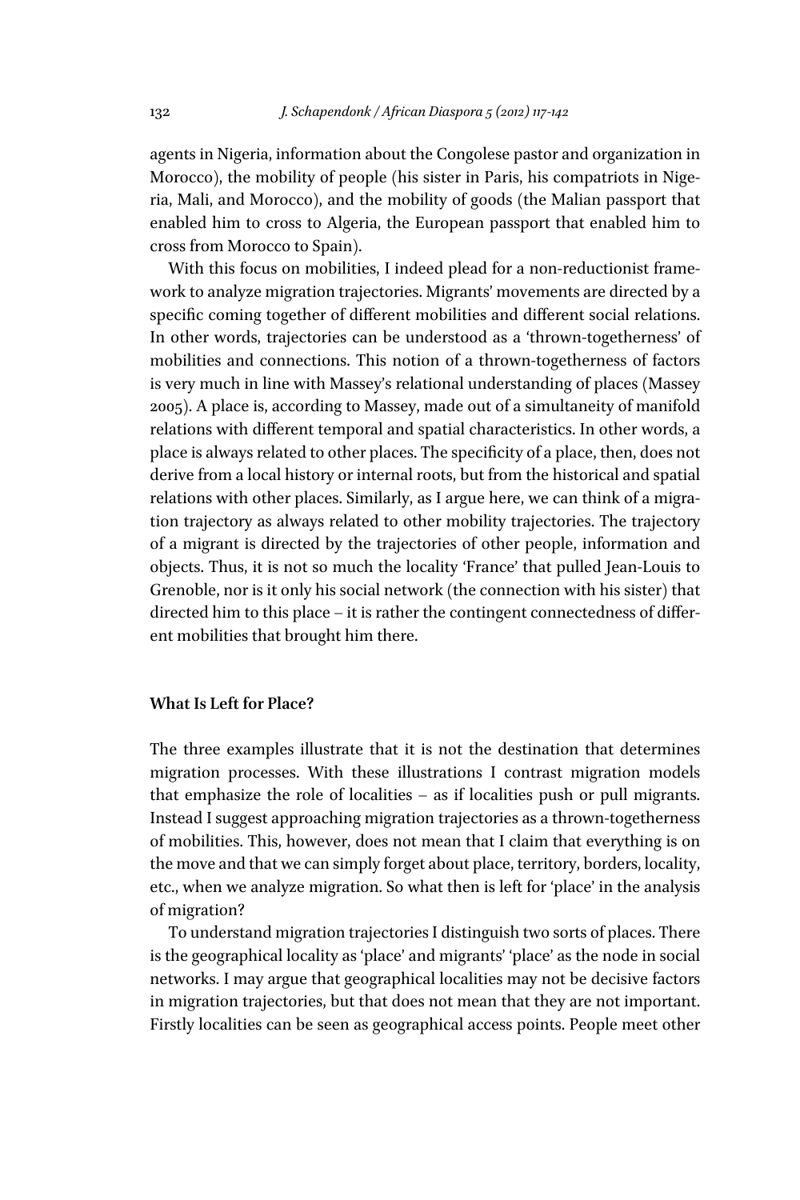agents in Nigeria, information about the Congolese pastor and organization in Morocco), the mobility of people (his sister in Paris, his compatriots in Nigeria, Mali, and Morocco), and the mobility of goods (the Malian passport that enabled him to cross to Algeria, the European passport that enabled him to cross from Morocco to Spain).

With this focus on mobilities, I indeed plead for a non-reductionist framework to analyze migration trajectories. Migrants' movements are directed by a specific coming together of different mobilities and different social relations. In other words, trajectories can be understood as a 'thrown-togetherness' of mobilities and connections. This notion of a thrown-togetherness of factors is very much in line with Massey's relational understanding of places (Massey 2005). A place is, according to Massey, made out of a simultaneity of manifold relations with different temporal and spatial characteristics. In other words, a place is always related to other places. The specificity of a place, then, does not derive from a local history or internal roots, but from the historical and spatial relations with other places. Similarly, as I argue here, we can think of a migration trajectory as always related to other mobility trajectories. The trajectory of a migrant is directed by the trajectories of other people, information and objects. Thus, it is not so much the locality 'France' that pulled Jean-Louis to Grenoble, nor is it only his social network (the connection with his sister) that directed him to this place – it is rather the contingent connectedness of different mobilities that brought him there.

## What Is Left for Place?

The three examples illustrate that it is not the destination that determines migration processes. With these illustrations I contrast migration models that emphasize the role of localities – as if localities push or pull migrants. Instead I suggest approaching migration trajectories as a thrown-togetherness of mobilities. This, however, does not mean that I claim that everything is on the move and that we can simply forget about place, territory, borders, locality, etc., when we analyze migration. So what then is left for 'place' in the analysis of migration?

To understand migration trajectories I distinguish two sorts of places. There is the geographical locality as 'place' and migrants' 'place' as the node in social networks. I may argue that geographical localities may not be decisive factors in migration trajectories, but that does not mean that they are not important. Firstly localities can be seen as geographical access points. People meet other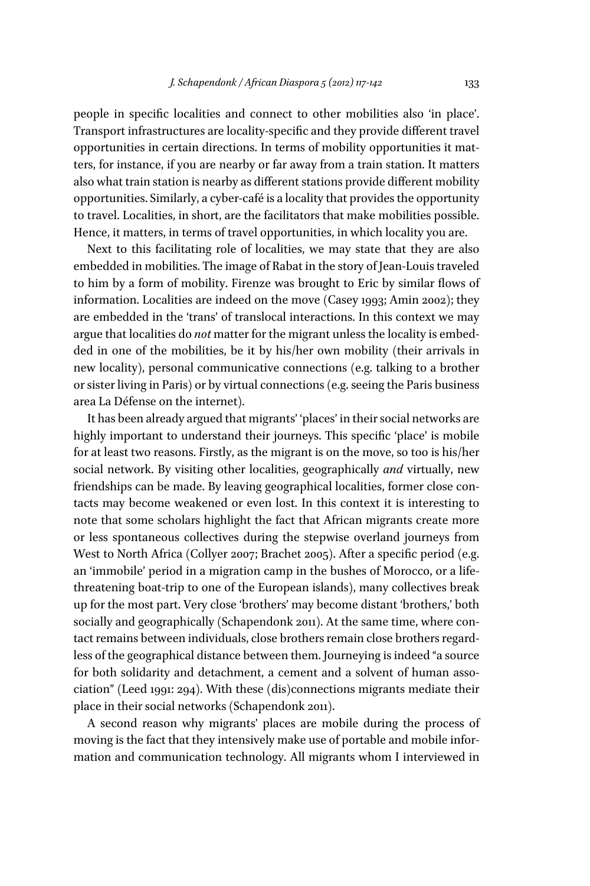people in specific localities and connect to other mobilities also 'in place'. Transport infrastructures are locality-specific and they provide different travel opportunities in certain directions. In terms of mobility opportunities it matters, for instance, if you are nearby or far away from a train station. It matters also what train station is nearby as different stations provide different mobility opportunities. Similarly, a cyber-café is a locality that provides the opportunity to travel. Localities, in short, are the facilitators that make mobilities possible. Hence, it matters, in terms of travel opportunities, in which locality you are.

Next to this facilitating role of localities, we may state that they are also embedded in mobilities. The image of Rabat in the story of Jean-Louis traveled to him by a form of mobility. Firenze was brought to Eric by similar flows of information. Localities are indeed on the move (Casey 1993; Amin 2002); they are embedded in the 'trans' of translocal interactions. In this context we may argue that localities do *not* matter for the migrant unless the locality is embedded in one of the mobilities, be it by his/her own mobility (their arrivals in new locality), personal communicative connections (e.g. talking to a brother or sister living in Paris) or by virtual connections (e.g. seeing the Paris business area La Défense on the internet).

It has been already argued that migrants' 'places' in their social networks are highly important to understand their journeys. This specific 'place' is mobile for at least two reasons. Firstly, as the migrant is on the move, so too is his/her social network. By visiting other localities, geographically *and* virtually, new friendships can be made. By leaving geographical localities, former close contacts may become weakened or even lost. In this context it is interesting to note that some scholars highlight the fact that African migrants create more or less spontaneous collectives during the stepwise overland journeys from West to North Africa (Collyer 2007; Brachet 2005). After a specific period (e.g. an 'immobile' period in a migration camp in the bushes of Morocco, or a life-threatening boat-trip to one of the European islands), many collectives break up for the most part. Very close 'brothers' may become distant 'brothers,' both socially and geographically (Schapendonk 2011). At the same time, where contact remains between individuals, close brothers remain close brothers regardless of the geographical distance between them. Journeying is indeed "a source for both solidarity and detachment, a cement and a solvent of human association" (Leed 1991: 294). With these (dis)connections migrants mediate their place in their social networks (Schapendonk 2011).

A second reason why migrants' places are mobile during the process of moving is the fact that they intensively make use of portable and mobile information and communication technology. All migrants whom I interviewed in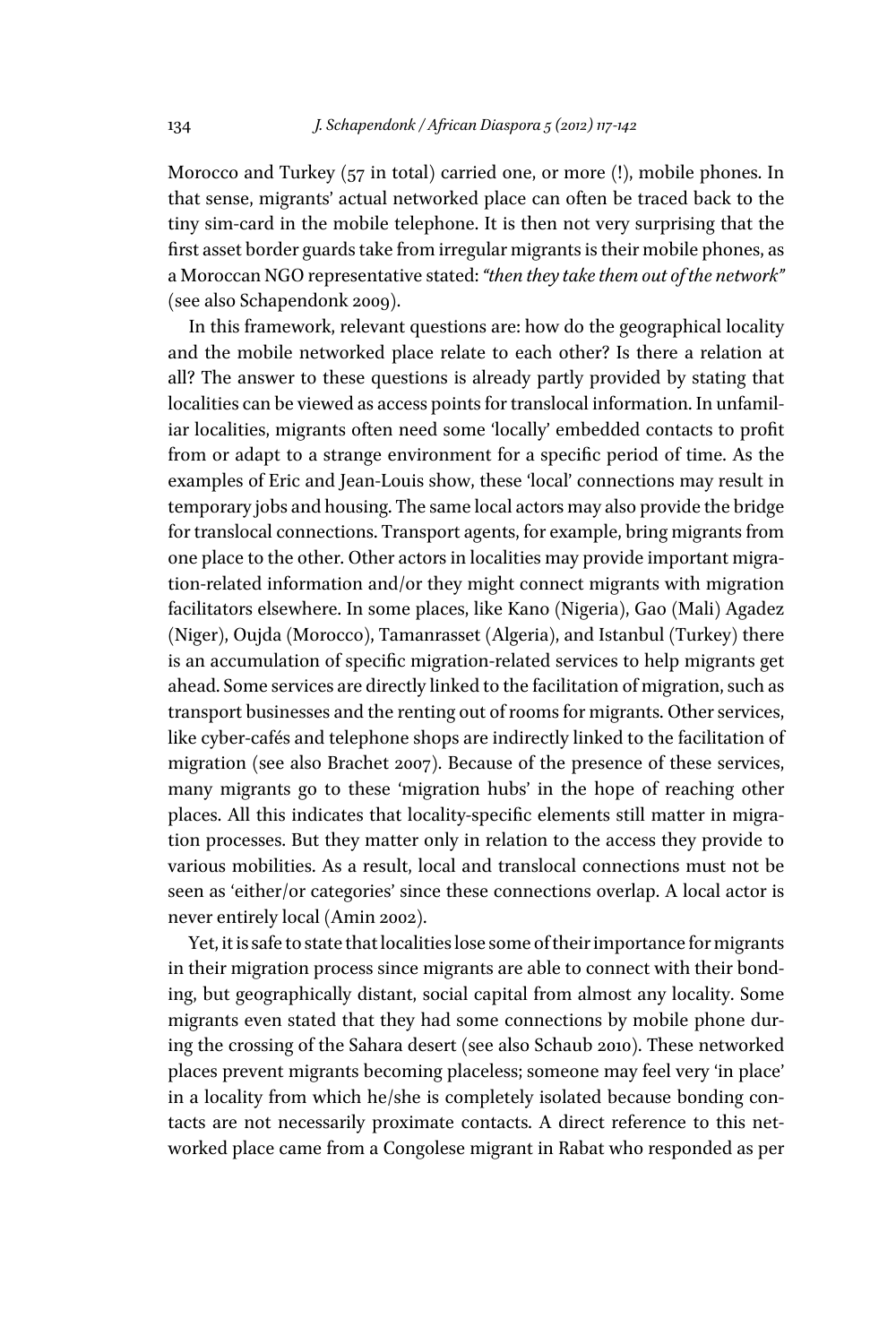Morocco and Turkey (57 in total) carried one, or more (!), mobile phones. In that sense, migrants' actual networked place can often be traced back to the tiny sim-card in the mobile telephone. It is then not very surprising that the first asset border guards take from irregular migrants is their mobile phones, as a Moroccan NGO representative stated: *"then they take them out of the network"* (see also Schapendonk 2009).

In this framework, relevant questions are: how do the geographical locality and the mobile networked place relate to each other? Is there a relation at all? The answer to these questions is already partly provided by stating that localities can be viewed as access points for translocal information. In unfamiliar localities, migrants often need some 'locally' embedded contacts to profit from or adapt to a strange environment for a specific period of time. As the examples of Eric and Jean-Louis show, these 'local' connections may result in temporary jobs and housing. The same local actors may also provide the bridge for translocal connections. Transport agents, for example, bring migrants from one place to the other. Other actors in localities may provide important migration-related information and/or they might connect migrants with migration facilitators elsewhere. In some places, like Kano (Nigeria), Gao (Mali) Agadez (Niger), Oujda (Morocco), Tamanrasset (Algeria), and Istanbul (Turkey) there is an accumulation of specific migration-related services to help migrants get ahead. Some services are directly linked to the facilitation of migration, such as transport businesses and the renting out of rooms for migrants. Other services, like cyber-cafés and telephone shops are indirectly linked to the facilitation of migration (see also Brachet 2007). Because of the presence of these services, many migrants go to these 'migration hubs' in the hope of reaching other places. All this indicates that locality-specific elements still matter in migration processes. But they matter only in relation to the access they provide to various mobilities. As a result, local and translocal connections must not be seen as 'either/or categories' since these connections overlap. A local actor is never entirely local (Amin 2002).

Yet, it is safe to state that localities lose some of their importance for migrants in their migration process since migrants are able to connect with their bonding, but geographically distant, social capital from almost any locality. Some migrants even stated that they had some connections by mobile phone during the crossing of the Sahara desert (see also Schaub 2010). These networked places prevent migrants becoming placeless; someone may feel very 'in place' in a locality from which he/she is completely isolated because bonding contacts are not necessarily proximate contacts. A direct reference to this networked place came from a Congolese migrant in Rabat who responded as per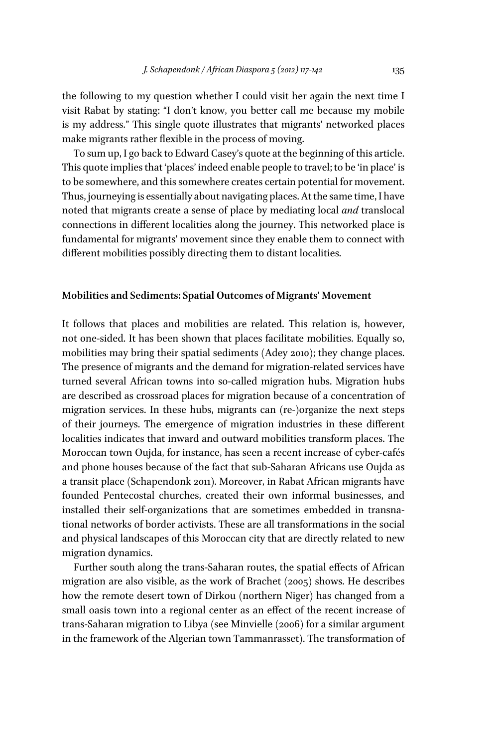the following to my question whether I could visit her again the next time I visit Rabat by stating: "I don't know, you better call me because my mobile is my address." This single quote illustrates that migrants' networked places make migrants rather flexible in the process of moving.

To sum up, I go back to Edward Casey's quote at the beginning of this article. This quote implies that 'places' indeed enable people to travel; to be 'in place' is to be somewhere, and this somewhere creates certain potential for movement. Thus, journeying is essentially about navigating places. At the same time, I have noted that migrants create a sense of place by mediating local *and* translocal connections in different localities along the journey. This networked place is fundamental for migrants' movement since they enable them to connect with different mobilities possibly directing them to distant localities.

## Mobilities and Sediments: Spatial Outcomes of Migrants' Movement

It follows that places and mobilities are related. This relation is, however, not one-sided. It has been shown that places facilitate mobilities. Equally so, mobilities may bring their spatial sediments (Adey 2010); they change places. The presence of migrants and the demand for migration-related services have turned several African towns into so-called migration hubs. Migration hubs are described as crossroad places for migration because of a concentration of migration services. In these hubs, migrants can (re-)organize the next steps of their journeys. The emergence of migration industries in these different localities indicates that inward and outward mobilities transform places. The Moroccan town Oujda, for instance, has seen a recent increase of cyber-cafés and phone houses because of the fact that sub-Saharan Africans use Oujda as a transit place (Schapendonk 2011). Moreover, in Rabat African migrants have founded Pentecostal churches, created their own informal businesses, and installed their self-organizations that are sometimes embedded in transnational networks of border activists. These are all transformations in the social and physical landscapes of this Moroccan city that are directly related to new migration dynamics.

Further south along the trans-Saharan routes, the spatial effects of African migration are also visible, as the work of Brachet (2005) shows. He describes how the remote desert town of Dirkou (northern Niger) has changed from a small oasis town into a regional center as an effect of the recent increase of trans-Saharan migration to Libya (see Minvielle (2006) for a similar argument in the framework of the Algerian town Tammanrasset). The transformation of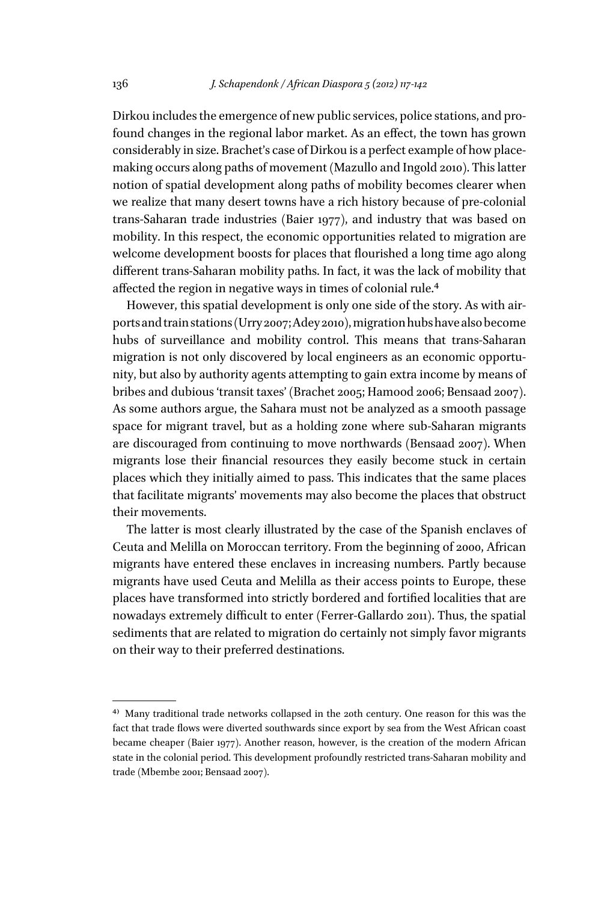Dirkou includes the emergence of new public services, police stations, and profound changes in the regional labor market. As an effect, the town has grown considerably in size. Brachet's case of Dirkou is a perfect example of how place-making occurs along paths of movement (Mazullo and Ingold 2010). This latter notion of spatial development along paths of mobility becomes clearer when we realize that many desert towns have a rich history because of pre-colonial trans-Saharan trade industries (Baier 1977), and industry that was based on mobility. In this respect, the economic opportunities related to migration are welcome development boosts for places that flourished a long time ago along different trans-Saharan mobility paths. In fact, it was the lack of mobility that affected the region in negative ways in times of colonial rule.[4]

However, this spatial development is only one side of the story. As with airports and train stations (Urry 2007; Adey 2010), migration hubs have also become hubs of surveillance and mobility control. This means that trans-Saharan migration is not only discovered by local engineers as an economic opportunity, but also by authority agents attempting to gain extra income by means of bribes and dubious 'transit taxes' (Brachet 2005; Hamood 2006; Bensaad 2007). As some authors argue, the Sahara must not be analyzed as a smooth passage space for migrant travel, but as a holding zone where sub-Saharan migrants are discouraged from continuing to move northwards (Bensaad 2007). When migrants lose their financial resources they easily become stuck in certain places which they initially aimed to pass. This indicates that the same places that facilitate migrants' movements may also become the places that obstruct their movements.

The latter is most clearly illustrated by the case of the Spanish enclaves of Ceuta and Melilla on Moroccan territory. From the beginning of 2000, African migrants have entered these enclaves in increasing numbers. Partly because migrants have used Ceuta and Melilla as their access points to Europe, these places have transformed into strictly bordered and fortified localities that are nowadays extremely difficult to enter (Ferrer-Gallardo 2011). Thus, the spatial sediments that are related to migration do certainly not simply favor migrants on their way to their preferred destinations.

---

[4] Many traditional trade networks collapsed in the 20th century. One reason for this was the fact that trade flows were diverted southwards since export by sea from the West African coast became cheaper (Baier 1977). Another reason, however, is the creation of the modern African state in the colonial period. This development profoundly restricted trans-Saharan mobility and trade (Mbembe 2001; Bensaad 2007).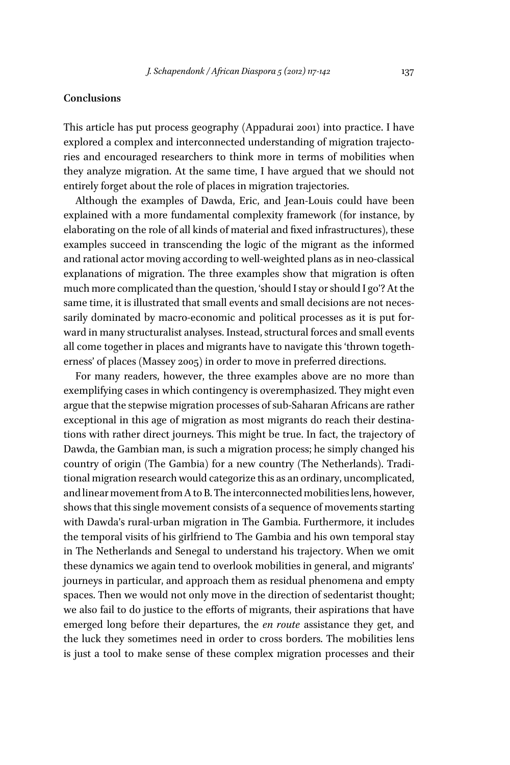## Conclusions

This article has put process geography (Appadurai 2001) into practice. I have explored a complex and interconnected understanding of migration trajectories and encouraged researchers to think more in terms of mobilities when they analyze migration. At the same time, I have argued that we should not entirely forget about the role of places in migration trajectories.

Although the examples of Dawda, Eric, and Jean-Louis could have been explained with a more fundamental complexity framework (for instance, by elaborating on the role of all kinds of material and fixed infrastructures), these examples succeed in transcending the logic of the migrant as the informed and rational actor moving according to well-weighted plans as in neo-classical explanations of migration. The three examples show that migration is often much more complicated than the question, 'should I stay or should I go'? At the same time, it is illustrated that small events and small decisions are not necessarily dominated by macro-economic and political processes as it is put forward in many structuralist analyses. Instead, structural forces and small events all come together in places and migrants have to navigate this 'thrown togetherness' of places (Massey 2005) in order to move in preferred directions.

For many readers, however, the three examples above are no more than exemplifying cases in which contingency is overemphasized. They might even argue that the stepwise migration processes of sub-Saharan Africans are rather exceptional in this age of migration as most migrants do reach their destinations with rather direct journeys. This might be true. In fact, the trajectory of Dawda, the Gambian man, is such a migration process; he simply changed his country of origin (The Gambia) for a new country (The Netherlands). Traditional migration research would categorize this as an ordinary, uncomplicated, and linear movement from A to B. The interconnected mobilities lens, however, shows that this single movement consists of a sequence of movements starting with Dawda's rural-urban migration in The Gambia. Furthermore, it includes the temporal visits of his girlfriend to The Gambia and his own temporal stay in The Netherlands and Senegal to understand his trajectory. When we omit these dynamics we again tend to overlook mobilities in general, and migrants' journeys in particular, and approach them as residual phenomena and empty spaces. Then we would not only move in the direction of sedentarist thought; we also fail to do justice to the efforts of migrants, their aspirations that have emerged long before their departures, the *en route* assistance they get, and the luck they sometimes need in order to cross borders. The mobilities lens is just a tool to make sense of these complex migration processes and their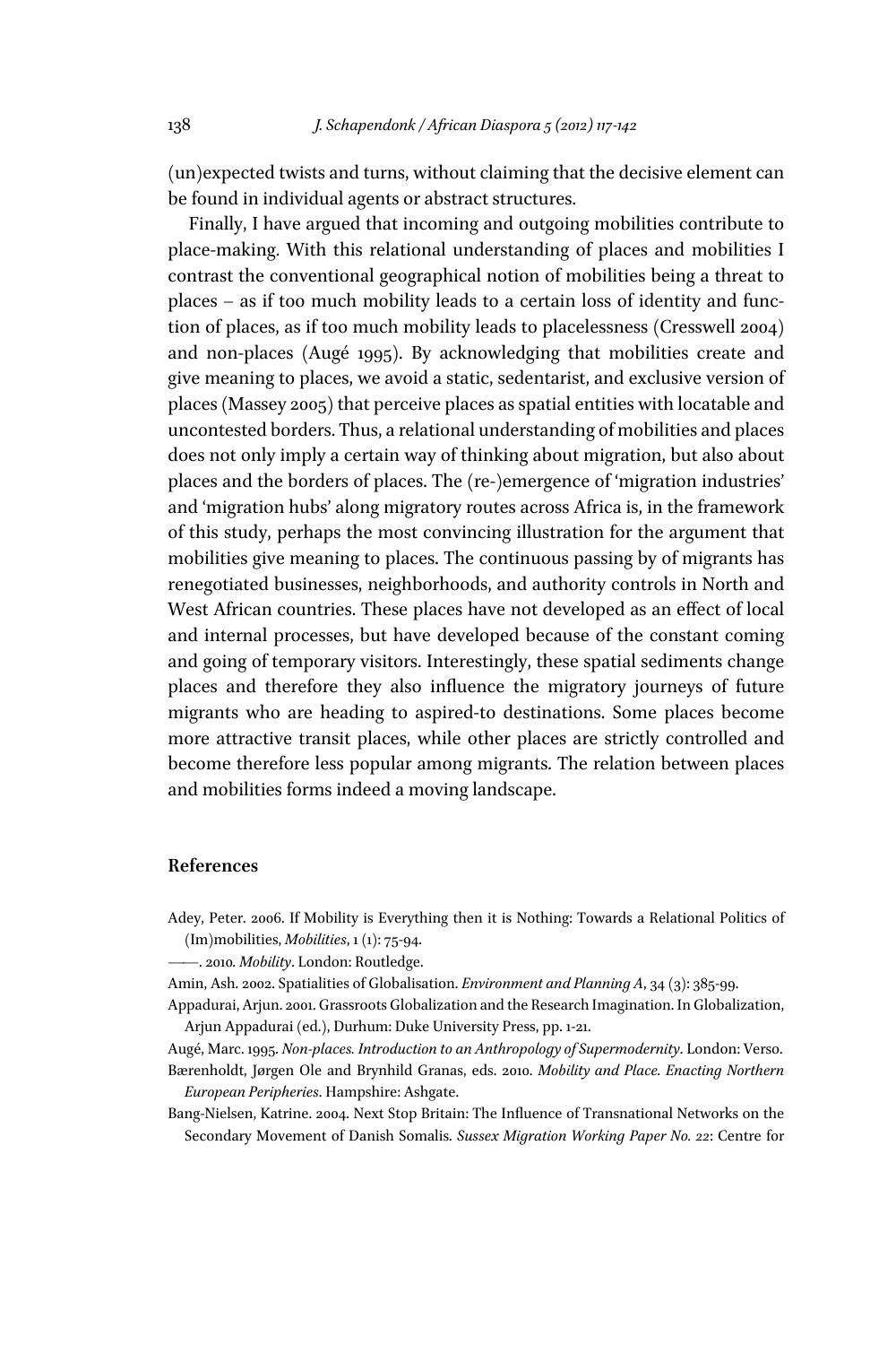(un)expected twists and turns, without claiming that the decisive element can be found in individual agents or abstract structures.

Finally, I have argued that incoming and outgoing mobilities contribute to place-making. With this relational understanding of places and mobilities I contrast the conventional geographical notion of mobilities being a threat to places – as if too much mobility leads to a certain loss of identity and function of places, as if too much mobility leads to placelessness (Cresswell 2004) and non-places (Augé 1995). By acknowledging that mobilities create and give meaning to places, we avoid a static, sedentarist, and exclusive version of places (Massey 2005) that perceive places as spatial entities with locatable and uncontested borders. Thus, a relational understanding of mobilities and places does not only imply a certain way of thinking about migration, but also about places and the borders of places. The (re-)emergence of 'migration industries' and 'migration hubs' along migratory routes across Africa is, in the framework of this study, perhaps the most convincing illustration for the argument that mobilities give meaning to places. The continuous passing by of migrants has renegotiated businesses, neighborhoods, and authority controls in North and West African countries. These places have not developed as an effect of local and internal processes, but have developed because of the constant coming and going of temporary visitors. Interestingly, these spatial sediments change places and therefore they also influence the migratory journeys of future migrants who are heading to aspired-to destinations. Some places become more attractive transit places, while other places are strictly controlled and become therefore less popular among migrants. The relation between places and mobilities forms indeed a moving landscape.

## References

Adey, Peter. 2006. If Mobility is Everything then it is Nothing: Towards a Relational Politics of (Im)mobilities, *Mobilities*, 1 (1): 75-94.

——. 2010. *Mobility*. London: Routledge.

Amin, Ash. 2002. Spatialities of Globalisation. *Environment and Planning A*, 34 (3): 385-99.

Appadurai, Arjun. 2001. Grassroots Globalization and the Research Imagination. In Globalization, Arjun Appadurai (ed.), Durhum: Duke University Press, pp. 1-21.

Augé, Marc. 1995. *Non-places. Introduction to an Anthropology of Supermodernity*. London: Verso.

Bærenholdt, Jørgen Ole and Brynhild Granas, eds. 2010. *Mobility and Place. Enacting Northern European Peripheries*. Hampshire: Ashgate.

Bang-Nielsen, Katrine. 2004. Next Stop Britain: The Influence of Transnational Networks on the Secondary Movement of Danish Somalis. *Sussex Migration Working Paper No. 22*: Centre for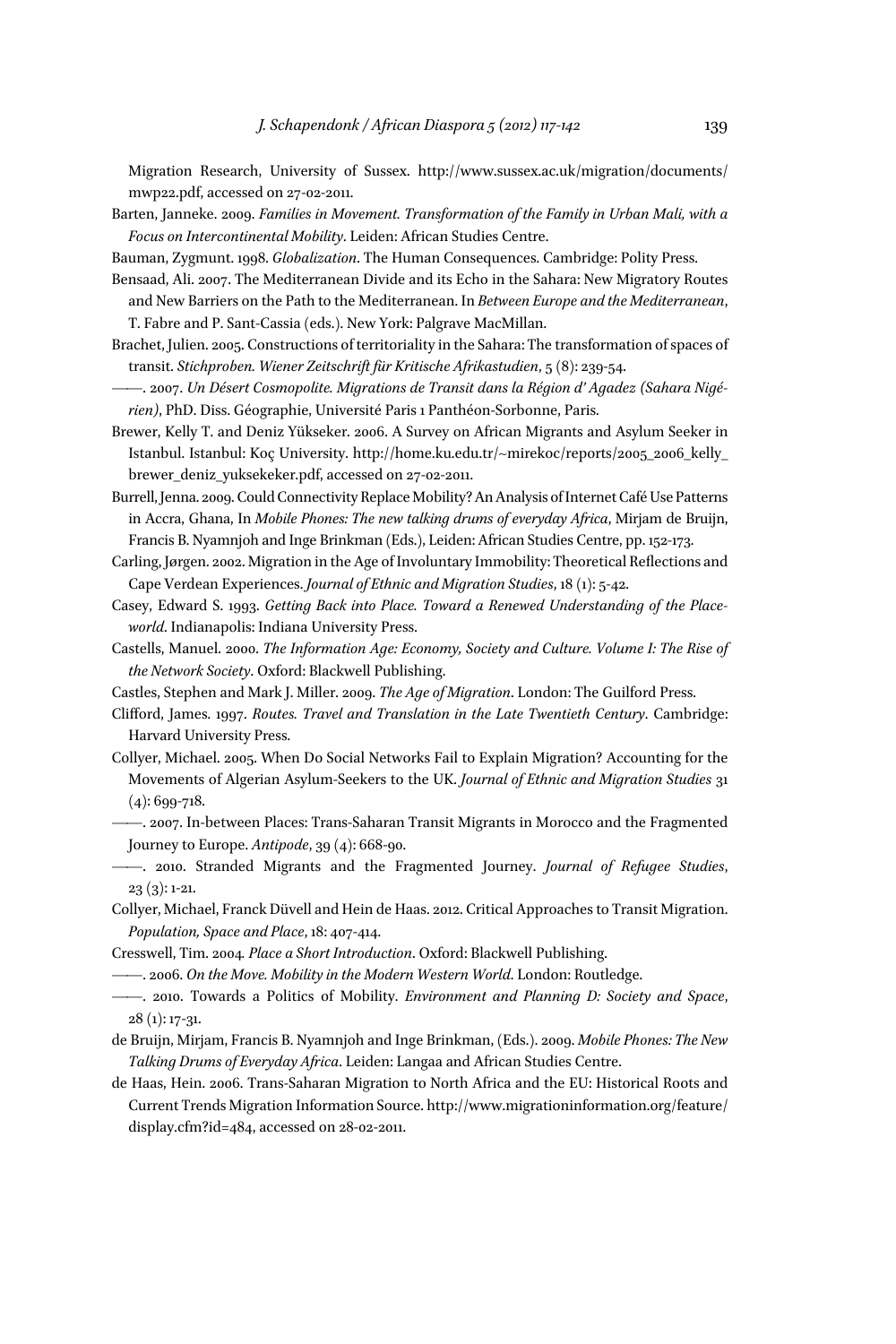Migration Research, University of Sussex. http://www.sussex.ac.uk/migration/documents/mwp22.pdf, accessed on 27-02-2011.

Barten, Janneke. 2009. *Families in Movement. Transformation of the Family in Urban Mali, with a Focus on Intercontinental Mobility*. Leiden: African Studies Centre.

Bauman, Zygmunt. 1998. *Globalization*. The Human Consequences. Cambridge: Polity Press.

Bensaad, Ali. 2007. The Mediterranean Divide and its Echo in the Sahara: New Migratory Routes and New Barriers on the Path to the Mediterranean. In *Between Europe and the Mediterranean*, T. Fabre and P. Sant-Cassia (eds.). New York: Palgrave MacMillan.

Brachet, Julien. 2005. Constructions of territoriality in the Sahara: The transformation of spaces of transit. *Stichproben. Wiener Zeitschrift für Kritische Afrikastudien*, 5 (8): 239-54.

——. 2007. *Un Désert Cosmopolite. Migrations de Transit dans la Région d' Agadez (Sahara Nigérien)*, PhD. Diss. Géographie, Université Paris 1 Panthéon-Sorbonne, Paris.

Brewer, Kelly T. and Deniz Yükseker. 2006. A Survey on African Migrants and Asylum Seeker in Istanbul. Istanbul: Koç University. http://home.ku.edu.tr/~mirekoc/reports/2005_2006_kelly_brewer_deniz_yuksekeker.pdf, accessed on 27-02-2011.

Burrell, Jenna. 2009. Could Connectivity Replace Mobility? An Analysis of Internet Café Use Patterns in Accra, Ghana, In *Mobile Phones: The new talking drums of everyday Africa*, Mirjam de Bruijn, Francis B. Nyamnjoh and Inge Brinkman (Eds.), Leiden: African Studies Centre, pp. 152-173.

Carling, Jørgen. 2002. Migration in the Age of Involuntary Immobility: Theoretical Reflections and Cape Verdean Experiences. *Journal of Ethnic and Migration Studies*, 18 (1): 5-42.

Casey, Edward S. 1993. *Getting Back into Place. Toward a Renewed Understanding of the Place-world*. Indianapolis: Indiana University Press.

Castells, Manuel. 2000. *The Information Age: Economy, Society and Culture. Volume I: The Rise of the Network Society*. Oxford: Blackwell Publishing.

Castles, Stephen and Mark J. Miller. 2009. *The Age of Migration*. London: The Guilford Press.

Clifford, James. 1997. *Routes. Travel and Translation in the Late Twentieth Century*. Cambridge: Harvard University Press.

Collyer, Michael. 2005. When Do Social Networks Fail to Explain Migration? Accounting for the Movements of Algerian Asylum-Seekers to the UK. *Journal of Ethnic and Migration Studies* 31 (4): 699-718.

——. 2007. In-between Places: Trans-Saharan Transit Migrants in Morocco and the Fragmented Journey to Europe. *Antipode*, 39 (4): 668-90.

——. 2010. Stranded Migrants and the Fragmented Journey. *Journal of Refugee Studies*, 23 (3): 1-21.

Collyer, Michael, Franck Düvell and Hein de Haas. 2012. Critical Approaches to Transit Migration. *Population, Space and Place*, 18: 407-414.

Cresswell, Tim. 2004. *Place a Short Introduction*. Oxford: Blackwell Publishing.

——. 2006. *On the Move. Mobility in the Modern Western World*. London: Routledge.

——. 2010. Towards a Politics of Mobility. *Environment and Planning D: Society and Space*, 28 (1): 17-31.

de Bruijn, Mirjam, Francis B. Nyamnjoh and Inge Brinkman, (Eds.). 2009. *Mobile Phones: The New Talking Drums of Everyday Africa*. Leiden: Langaa and African Studies Centre.

de Haas, Hein. 2006. Trans-Saharan Migration to North Africa and the EU: Historical Roots and Current Trends Migration Information Source. http://www.migrationinformation.org/feature/display.cfm?id=484, accessed on 28-02-2011.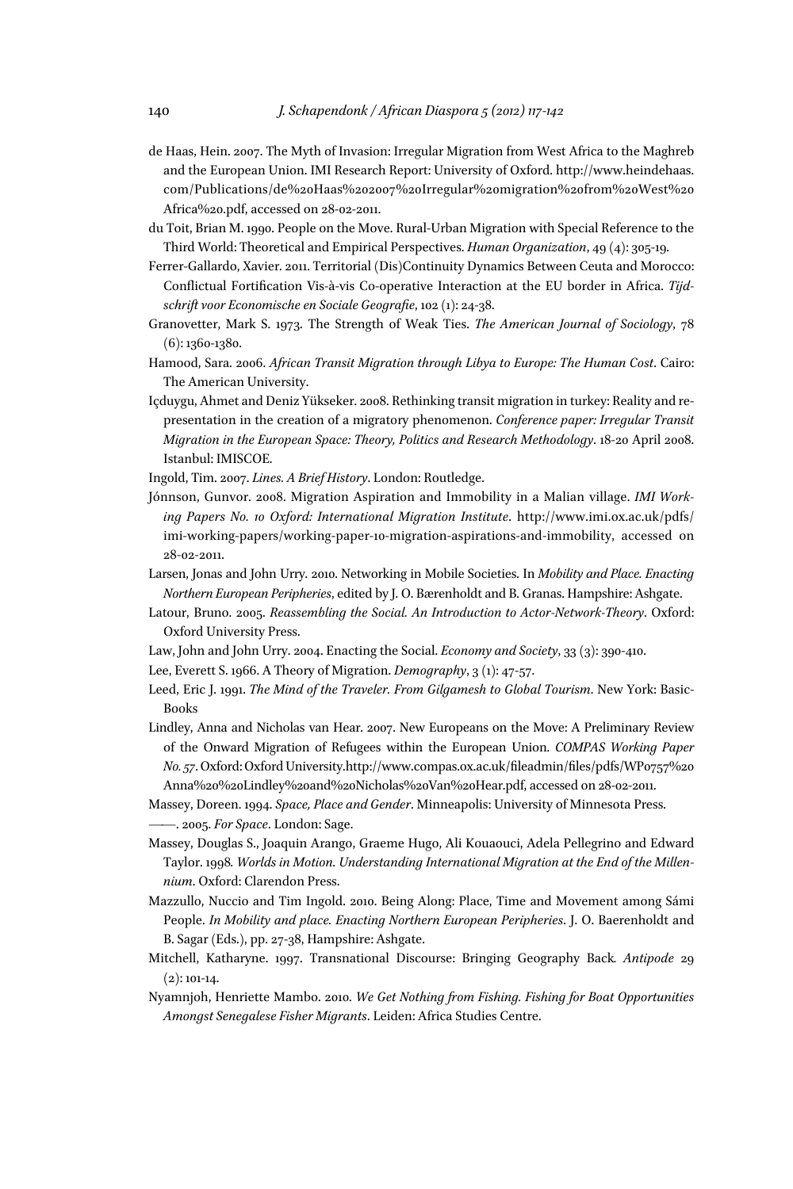de Haas, Hein. 2007. The Myth of Invasion: Irregular Migration from West Africa to the Maghreb and the European Union. IMI Research Report: University of Oxford. http://www.heindehaas.com/Publications/de%20Haas%202007%20Irregular%20migration%20from%20West%20Africa%20.pdf, accessed on 28-02-2011.

du Toit, Brian M. 1990. People on the Move. Rural-Urban Migration with Special Reference to the Third World: Theoretical and Empirical Perspectives. *Human Organization*, 49 (4): 305-19.

Ferrer-Gallardo, Xavier. 2011. Territorial (Dis)Continuity Dynamics Between Ceuta and Morocco: Conflictual Fortification Vis-à-vis Co-operative Interaction at the EU border in Africa. *Tijdschrift voor Economische en Sociale Geografie*, 102 (1): 24-38.

Granovetter, Mark S. 1973. The Strength of Weak Ties. *The American Journal of Sociology*, 78 (6): 1360-1380.

Hamood, Sara. 2006. *African Transit Migration through Libya to Europe: The Human Cost*. Cairo: The American University.

Içduygu, Ahmet and Deniz Yükseker. 2008. Rethinking transit migration in turkey: Reality and representation in the creation of a migratory phenomenon. *Conference paper: Irregular Transit Migration in the European Space: Theory, Politics and Research Methodology*. 18-20 April 2008. Istanbul: IMISCOE.

Ingold, Tim. 2007. *Lines. A Brief History*. London: Routledge.

Jónnson, Gunvor. 2008. Migration Aspiration and Immobility in a Malian village. *IMI Working Papers No. 10 Oxford: International Migration Institute*. http://www.imi.ox.ac.uk/pdfs/imi-working-papers/working-paper-10-migration-aspirations-and-immobility, accessed on 28-02-2011.

Larsen, Jonas and John Urry. 2010. Networking in Mobile Societies. In *Mobility and Place. Enacting Northern European Peripheries*, edited by J. O. Bærenholdt and B. Granas. Hampshire: Ashgate.

Latour, Bruno. 2005. *Reassembling the Social. An Introduction to Actor-Network-Theory*. Oxford: Oxford University Press.

Law, John and John Urry. 2004. Enacting the Social. *Economy and Society*, 33 (3): 390-410.

Lee, Everett S. 1966. A Theory of Migration. *Demography*, 3 (1): 47-57.

Leed, Eric J. 1991. *The Mind of the Traveler. From Gilgamesh to Global Tourism*. New York: BasicBooks

Lindley, Anna and Nicholas van Hear. 2007. New Europeans on the Move: A Preliminary Review of the Onward Migration of Refugees within the European Union. *COMPAS Working Paper No. 57*. Oxford: Oxford University.http://www.compas.ox.ac.uk/fileadmin/files/pdfs/WP0757%20Anna%20%20Lindley%20and%20Nicholas%20Van%20Hear.pdf, accessed on 28-02-2011.

Massey, Doreen. 1994. *Space, Place and Gender*. Minneapolis: University of Minnesota Press.

——. 2005. *For Space*. London: Sage.

Massey, Douglas S., Joaquin Arango, Graeme Hugo, Ali Kouaouci, Adela Pellegrino and Edward Taylor. 1998. *Worlds in Motion. Understanding International Migration at the End of the Millennium*. Oxford: Clarendon Press.

Mazzullo, Nuccio and Tim Ingold. 2010. Being Along: Place, Time and Movement among Sámi People. *In Mobility and place. Enacting Northern European Peripheries*. J. O. Baerenholdt and B. Sagar (Eds.), pp. 27-38, Hampshire: Ashgate.

Mitchell, Katharyne. 1997. Transnational Discourse: Bringing Geography Back. *Antipode* 29 (2): 101-14.

Nyamnjoh, Henriette Mambo. 2010. *We Get Nothing from Fishing. Fishing for Boat Opportunities Amongst Senegalese Fisher Migrants*. Leiden: Africa Studies Centre.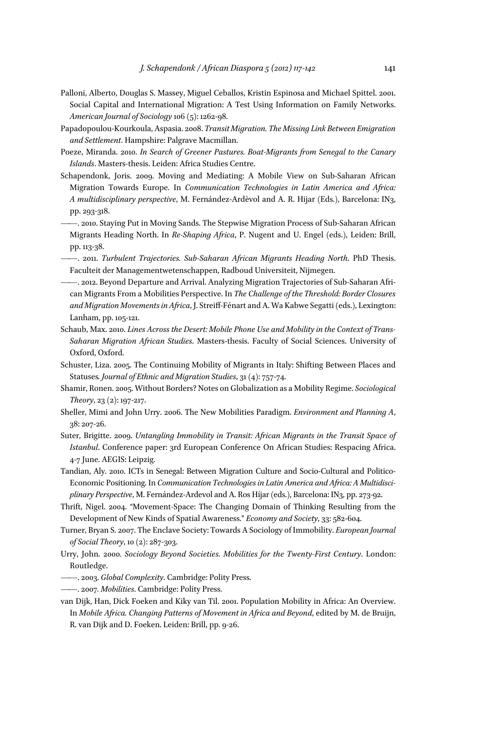Palloni, Alberto, Douglas S. Massey, Miguel Ceballos, Kristin Espinosa and Michael Spittel. 2001. Social Capital and International Migration: A Test Using Information on Family Networks. *American Journal of Sociology* 106 (5): 1262-98.

Papadopoulou-Kourkoula, Aspasia. 2008. *Transit Migration. The Missing Link Between Emigration and Settlement*. Hampshire: Palgrave Macmillan.

Poeze, Miranda. 2010. *In Search of Greener Pastures. Boat-Migrants from Senegal to the Canary Islands*. Masters-thesis. Leiden: Africa Studies Centre.

Schapendonk, Joris. 2009. Moving and Mediating: A Mobile View on Sub-Saharan African Migration Towards Europe. In *Communication Technologies in Latin America and Africa: A multidisciplinary perspective*, M. Fernández-Ardèvol and A. R. Hijar (Eds.), Barcelona: IN3, pp. 293-318.

———. 2010. Staying Put in Moving Sands. The Stepwise Migration Process of Sub-Saharan African Migrants Heading North. In *Re-Shaping Africa*, P. Nugent and U. Engel (eds.), Leiden: Brill, pp. 113-38.

———. 2011. *Turbulent Trajectories. Sub-Saharan African Migrants Heading North*. PhD Thesis. Faculteit der Managementwetenschappen, Radboud Universiteit, Nijmegen.

———. 2012. Beyond Departure and Arrival. Analyzing Migration Trajectories of Sub-Saharan African Migrants From a Mobilities Perspective. In *The Challenge of the Threshold: Border Closures and Migration Movements in Africa*, J. Streiff-Fénart and A. Wa Kabwe Segatti (eds.), Lexington: Lanham, pp. 105-121.

Schaub, Max. 2010. *Lines Across the Desert: Mobile Phone Use and Mobility in the Context of Trans-Saharan Migration African Studies*. Masters-thesis. Faculty of Social Sciences. University of Oxford, Oxford.

Schuster, Liza. 2005. The Continuing Mobility of Migrants in Italy: Shifting Between Places and Statuses. *Journal of Ethnic and Migration Studies*, 31 (4): 757-74.

Shamir, Ronen. 2005. Without Borders? Notes on Globalization as a Mobility Regime. *Sociological Theory*, 23 (2): 197-217.

Sheller, Mimi and John Urry. 2006. The New Mobilities Paradigm. *Environment and Planning A*, 38: 207-26.

Suter, Brigitte. 2009. *Untangling Immobility in Transit: African Migrants in the Transit Space of Istanbul*. Conference paper: 3rd European Conference On African Studies: Respacing Africa. 4-7 June. AEGIS: Leipzig.

Tandian, Aly. 2010. ICTs in Senegal: Between Migration Culture and Socio-Cultural and Politico-Economic Positioning. In *Communication Technologies in Latin America and Africa: A Multidisciplinary Perspective*, M. Fernández-Ardevol and A. Ros Hijar (eds.), Barcelona: IN3, pp. 273-92.

Thrift, Nigel. 2004. "Movement-Space: The Changing Domain of Thinking Resulting from the Development of New Kinds of Spatial Awareness." *Economy and Society*, 33: 582-604.

Turner, Bryan S. 2007. The Enclave Society: Towards A Sociology of Immobility. *European Journal of Social Theory*, 10 (2): 287-303.

Urry, John. 2000. *Sociology Beyond Societies. Mobilities for the Twenty-First Century*. London: Routledge.

———. 2003. *Global Complexity*. Cambridge: Polity Press.

———. 2007. *Mobilities*. Cambridge: Polity Press.

van Dijk, Han, Dick Foeken and Kiky van Til. 2001. Population Mobility in Africa: An Overview. In *Mobile Africa. Changing Patterns of Movement in Africa and Beyond*, edited by M. de Bruijn, R. van Dijk and D. Foeken. Leiden: Brill, pp. 9-26.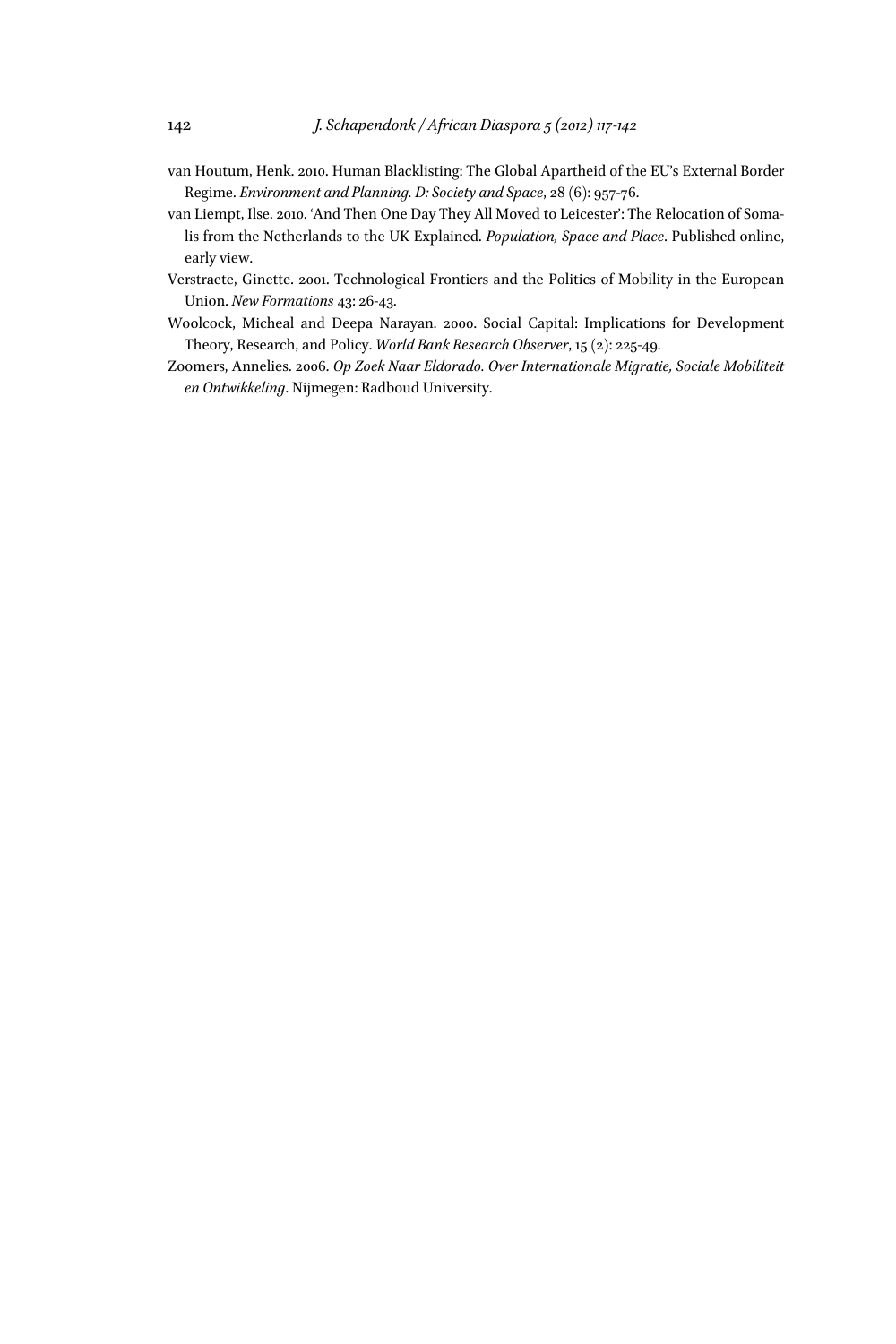van Houtum, Henk. 2010. Human Blacklisting: The Global Apartheid of the EU's External Border Regime. *Environment and Planning. D: Society and Space*, 28 (6): 957-76.

van Liempt, Ilse. 2010. 'And Then One Day They All Moved to Leicester': The Relocation of Somalis from the Netherlands to the UK Explained. *Population, Space and Place*. Published online, early view.

Verstraete, Ginette. 2001. Technological Frontiers and the Politics of Mobility in the European Union. *New Formations* 43: 26-43.

Woolcock, Micheal and Deepa Narayan. 2000. Social Capital: Implications for Development Theory, Research, and Policy. *World Bank Research Observer*, 15 (2): 225-49.

Zoomers, Annelies. 2006. *Op Zoek Naar Eldorado. Over Internationale Migratie, Sociale Mobiliteit en Ontwikkeling*. Nijmegen: Radboud University.